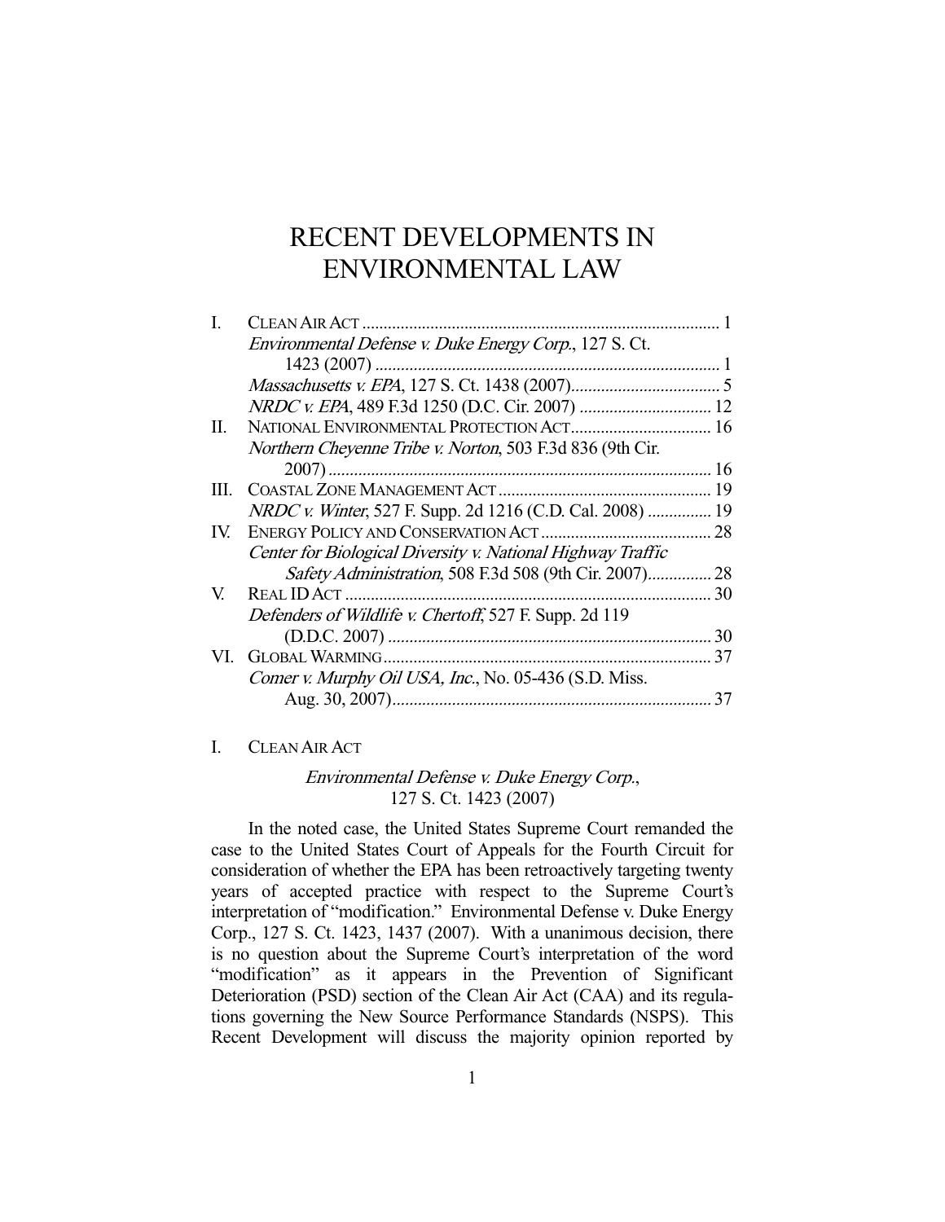# RECENT DEVELOPMENTS IN ENVIRONMENTAL LAW

| | | |
|---|---|---|
| I. | CLEAN AIR ACT | 1 |
| | *Environmental Defense v. Duke Energy Corp.*, 127 S. Ct. 1423 (2007) | 1 |
| | *Massachusetts v. EPA*, 127 S. Ct. 1438 (2007) | 5 |
| | *NRDC v. EPA*, 489 F.3d 1250 (D.C. Cir. 2007) | 12 |
| II. | NATIONAL ENVIRONMENTAL PROTECTION ACT | 16 |
| | *Northern Cheyenne Tribe v. Norton*, 503 F.3d 836 (9th Cir. 2007) | 16 |
| III. | COASTAL ZONE MANAGEMENT ACT | 19 |
| | *NRDC v. Winter*, 527 F. Supp. 2d 1216 (C.D. Cal. 2008) | 19 |
| IV. | ENERGY POLICY AND CONSERVATION ACT | 28 |
| | *Center for Biological Diversity v. National Highway Traffic Safety Administration*, 508 F.3d 508 (9th Cir. 2007) | 28 |
| V. | REAL ID ACT | 30 |
| | *Defenders of Wildlife v. Chertoff*, 527 F. Supp. 2d 119 (D.D.C. 2007) | 30 |
| VI. | GLOBAL WARMING | 37 |
| | *Comer v. Murphy Oil USA, Inc.*, No. 05-436 (S.D. Miss. Aug. 30, 2007) | 37 |

## I. CLEAN AIR ACT

### *Environmental Defense v. Duke Energy Corp.*, 127 S. Ct. 1423 (2007)

In the noted case, the United States Supreme Court remanded the case to the United States Court of Appeals for the Fourth Circuit for consideration of whether the EPA has been retroactively targeting twenty years of accepted practice with respect to the Supreme Court's interpretation of "modification." Environmental Defense v. Duke Energy Corp., 127 S. Ct. 1423, 1437 (2007). With a unanimous decision, there is no question about the Supreme Court's interpretation of the word "modification" as it appears in the Prevention of Significant Deterioration (PSD) section of the Clean Air Act (CAA) and its regulations governing the New Source Performance Standards (NSPS). This Recent Development will discuss the majority opinion reported by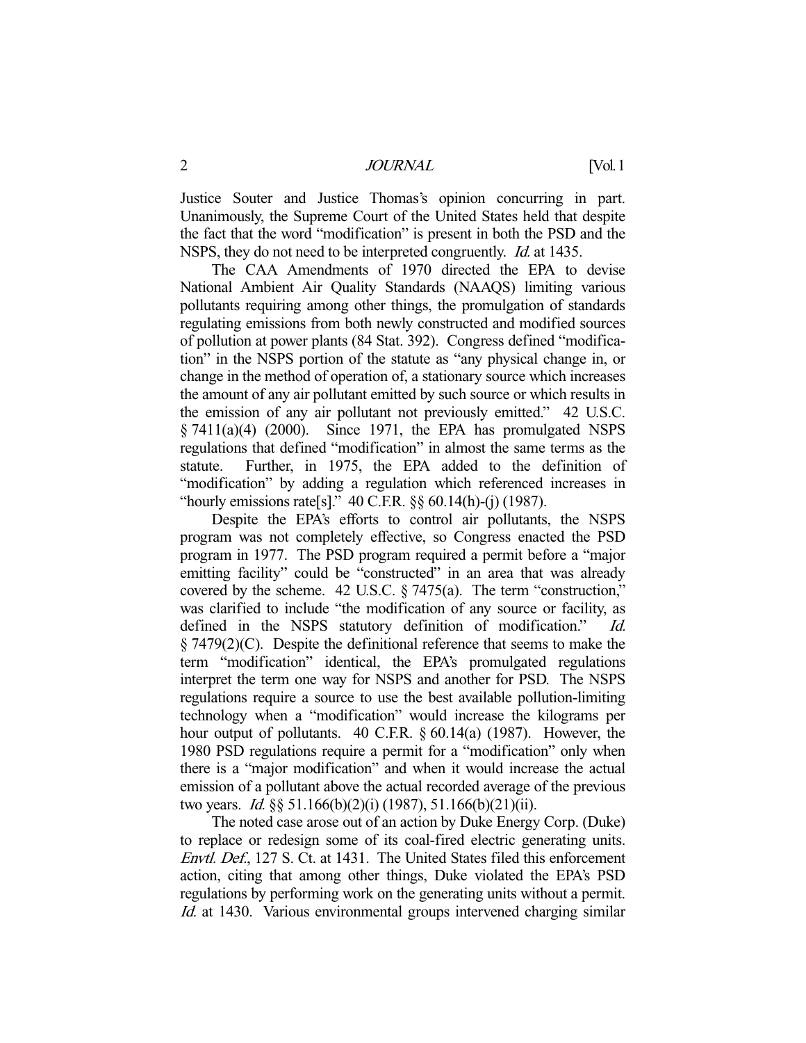Justice Souter and Justice Thomas's opinion concurring in part. Unanimously, the Supreme Court of the United States held that despite the fact that the word "modification" is present in both the PSD and the NSPS, they do not need to be interpreted congruently. *Id.* at 1435.

The CAA Amendments of 1970 directed the EPA to devise National Ambient Air Quality Standards (NAAQS) limiting various pollutants requiring among other things, the promulgation of standards regulating emissions from both newly constructed and modified sources of pollution at power plants (84 Stat. 392). Congress defined "modification" in the NSPS portion of the statute as "any physical change in, or change in the method of operation of, a stationary source which increases the amount of any air pollutant emitted by such source or which results in the emission of any air pollutant not previously emitted." 42 U.S.C. § 7411(a)(4) (2000). Since 1971, the EPA has promulgated NSPS regulations that defined "modification" in almost the same terms as the statute. Further, in 1975, the EPA added to the definition of "modification" by adding a regulation which referenced increases in "hourly emissions rate[s]." 40 C.F.R. §§ 60.14(h)-(j) (1987).

Despite the EPA's efforts to control air pollutants, the NSPS program was not completely effective, so Congress enacted the PSD program in 1977. The PSD program required a permit before a "major emitting facility" could be "constructed" in an area that was already covered by the scheme. 42 U.S.C. § 7475(a). The term "construction," was clarified to include "the modification of any source or facility, as defined in the NSPS statutory definition of modification." *Id.* § 7479(2)(C). Despite the definitional reference that seems to make the term "modification" identical, the EPA's promulgated regulations interpret the term one way for NSPS and another for PSD. The NSPS regulations require a source to use the best available pollution-limiting technology when a "modification" would increase the kilograms per hour output of pollutants. 40 C.F.R. § 60.14(a) (1987). However, the 1980 PSD regulations require a permit for a "modification" only when there is a "major modification" and when it would increase the actual emission of a pollutant above the actual recorded average of the previous two years. *Id.* §§ 51.166(b)(2)(i) (1987), 51.166(b)(21)(ii).

The noted case arose out of an action by Duke Energy Corp. (Duke) to replace or redesign some of its coal-fired electric generating units. *Envtl. Def.*, 127 S. Ct. at 1431. The United States filed this enforcement action, citing that among other things, Duke violated the EPA's PSD regulations by performing work on the generating units without a permit. *Id.* at 1430. Various environmental groups intervened charging similar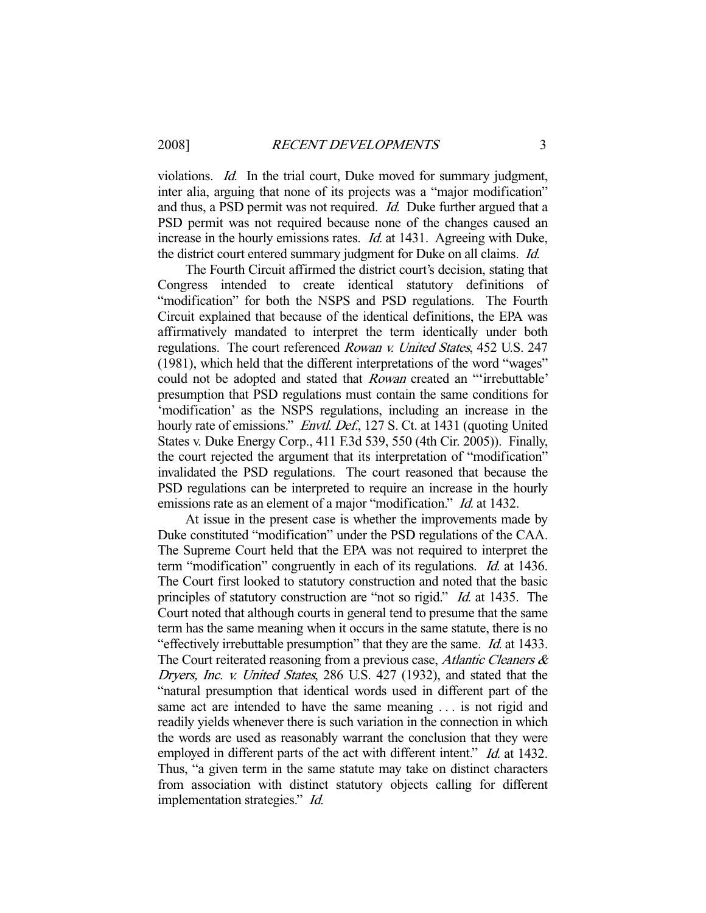violations. *Id.* In the trial court, Duke moved for summary judgment, inter alia, arguing that none of its projects was a "major modification" and thus, a PSD permit was not required. *Id.* Duke further argued that a PSD permit was not required because none of the changes caused an increase in the hourly emissions rates. *Id.* at 1431. Agreeing with Duke, the district court entered summary judgment for Duke on all claims. *Id.*

The Fourth Circuit affirmed the district court's decision, stating that Congress intended to create identical statutory definitions of "modification" for both the NSPS and PSD regulations. The Fourth Circuit explained that because of the identical definitions, the EPA was affirmatively mandated to interpret the term identically under both regulations. The court referenced *Rowan v. United States*, 452 U.S. 247 (1981), which held that the different interpretations of the word "wages" could not be adopted and stated that *Rowan* created an "'irrebuttable' presumption that PSD regulations must contain the same conditions for 'modification' as the NSPS regulations, including an increase in the hourly rate of emissions." *Envtl. Def.*, 127 S. Ct. at 1431 (quoting United States v. Duke Energy Corp., 411 F.3d 539, 550 (4th Cir. 2005)). Finally, the court rejected the argument that its interpretation of "modification" invalidated the PSD regulations. The court reasoned that because the PSD regulations can be interpreted to require an increase in the hourly emissions rate as an element of a major "modification." *Id.* at 1432.

At issue in the present case is whether the improvements made by Duke constituted "modification" under the PSD regulations of the CAA. The Supreme Court held that the EPA was not required to interpret the term "modification" congruently in each of its regulations. *Id.* at 1436. The Court first looked to statutory construction and noted that the basic principles of statutory construction are "not so rigid." *Id.* at 1435. The Court noted that although courts in general tend to presume that the same term has the same meaning when it occurs in the same statute, there is no "effectively irrebuttable presumption" that they are the same. *Id.* at 1433. The Court reiterated reasoning from a previous case, *Atlantic Cleaners & Dryers, Inc. v. United States*, 286 U.S. 427 (1932), and stated that the "natural presumption that identical words used in different part of the same act are intended to have the same meaning . . . is not rigid and readily yields whenever there is such variation in the connection in which the words are used as reasonably warrant the conclusion that they were employed in different parts of the act with different intent." *Id.* at 1432. Thus, "a given term in the same statute may take on distinct characters from association with distinct statutory objects calling for different implementation strategies." *Id.*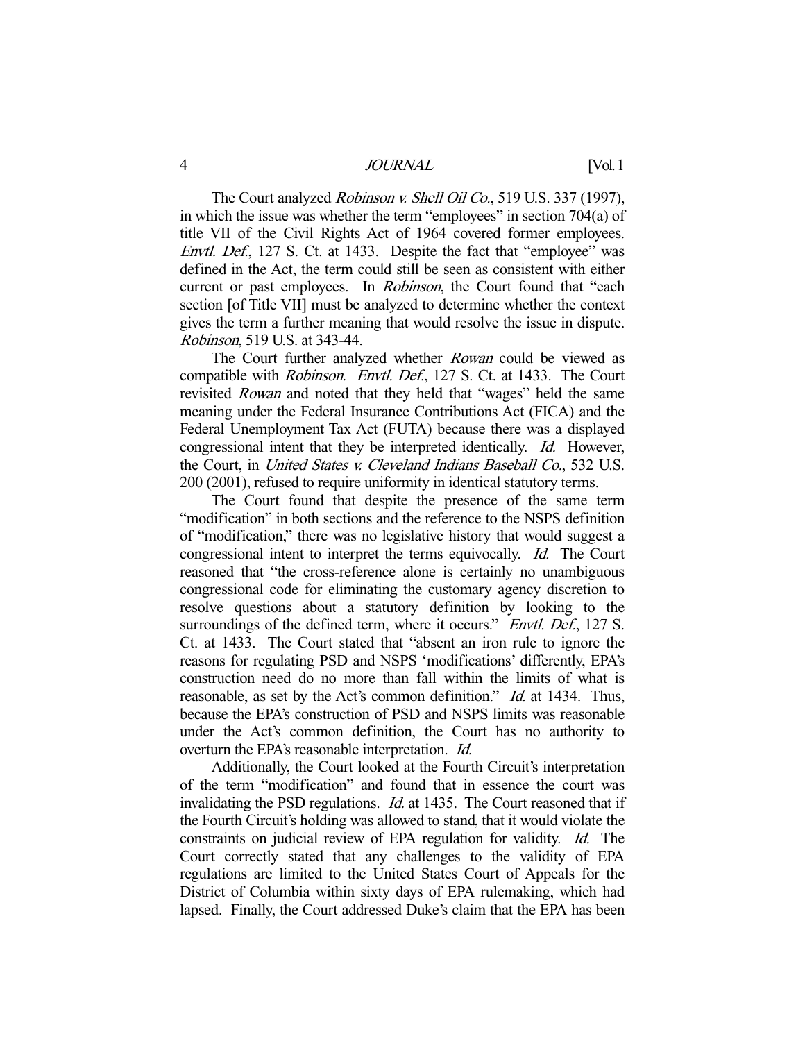The Court analyzed *Robinson v. Shell Oil Co.*, 519 U.S. 337 (1997), in which the issue was whether the term "employees" in section 704(a) of title VII of the Civil Rights Act of 1964 covered former employees. *Envtl. Def.*, 127 S. Ct. at 1433. Despite the fact that "employee" was defined in the Act, the term could still be seen as consistent with either current or past employees. In *Robinson*, the Court found that "each section [of Title VII] must be analyzed to determine whether the context gives the term a further meaning that would resolve the issue in dispute. *Robinson*, 519 U.S. at 343-44.

The Court further analyzed whether *Rowan* could be viewed as compatible with *Robinson*. *Envtl. Def.*, 127 S. Ct. at 1433. The Court revisited *Rowan* and noted that they held that "wages" held the same meaning under the Federal Insurance Contributions Act (FICA) and the Federal Unemployment Tax Act (FUTA) because there was a displayed congressional intent that they be interpreted identically. *Id.* However, the Court, in *United States v. Cleveland Indians Baseball Co.*, 532 U.S. 200 (2001), refused to require uniformity in identical statutory terms.

The Court found that despite the presence of the same term "modification" in both sections and the reference to the NSPS definition of "modification," there was no legislative history that would suggest a congressional intent to interpret the terms equivocally. *Id.* The Court reasoned that "the cross-reference alone is certainly no unambiguous congressional code for eliminating the customary agency discretion to resolve questions about a statutory definition by looking to the surroundings of the defined term, where it occurs." *Envtl. Def.*, 127 S. Ct. at 1433. The Court stated that "absent an iron rule to ignore the reasons for regulating PSD and NSPS 'modifications' differently, EPA's construction need do no more than fall within the limits of what is reasonable, as set by the Act's common definition." *Id.* at 1434. Thus, because the EPA's construction of PSD and NSPS limits was reasonable under the Act's common definition, the Court has no authority to overturn the EPA's reasonable interpretation. *Id.*

Additionally, the Court looked at the Fourth Circuit's interpretation of the term "modification" and found that in essence the court was invalidating the PSD regulations. *Id.* at 1435. The Court reasoned that if the Fourth Circuit's holding was allowed to stand, that it would violate the constraints on judicial review of EPA regulation for validity. *Id.* The Court correctly stated that any challenges to the validity of EPA regulations are limited to the United States Court of Appeals for the District of Columbia within sixty days of EPA rulemaking, which had lapsed. Finally, the Court addressed Duke's claim that the EPA has been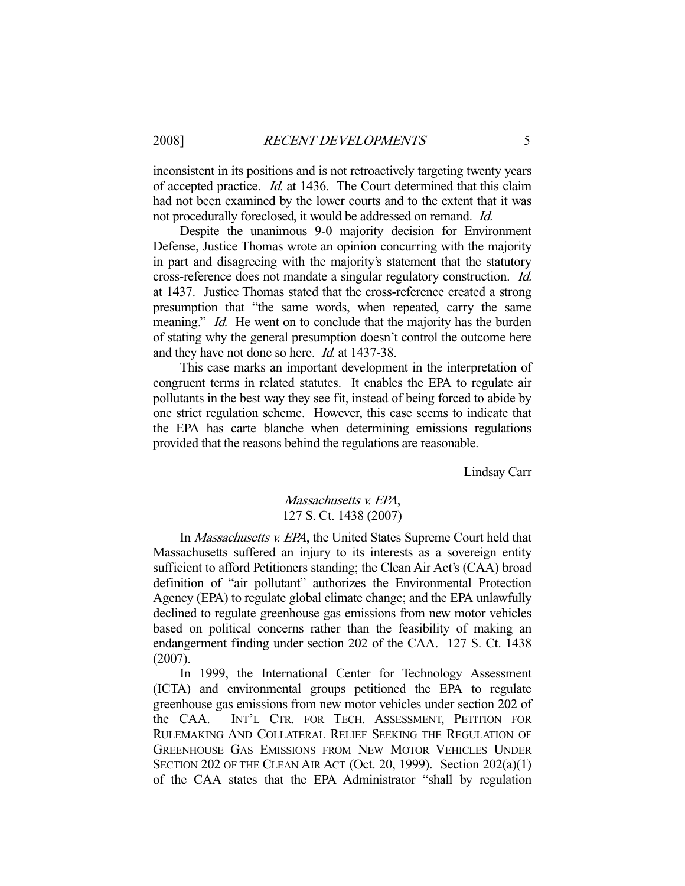inconsistent in its positions and is not retroactively targeting twenty years of accepted practice. *Id.* at 1436. The Court determined that this claim had not been examined by the lower courts and to the extent that it was not procedurally foreclosed, it would be addressed on remand. *Id.*

Despite the unanimous 9-0 majority decision for Environment Defense, Justice Thomas wrote an opinion concurring with the majority in part and disagreeing with the majority's statement that the statutory cross-reference does not mandate a singular regulatory construction. *Id.* at 1437. Justice Thomas stated that the cross-reference created a strong presumption that "the same words, when repeated, carry the same meaning." *Id.* He went on to conclude that the majority has the burden of stating why the general presumption doesn't control the outcome here and they have not done so here. *Id.* at 1437-38.

This case marks an important development in the interpretation of congruent terms in related statutes. It enables the EPA to regulate air pollutants in the best way they see fit, instead of being forced to abide by one strict regulation scheme. However, this case seems to indicate that the EPA has carte blanche when determining emissions regulations provided that the reasons behind the regulations are reasonable.

Lindsay Carr

*Massachusetts v. EPA*,
127 S. Ct. 1438 (2007)

In *Massachusetts v. EPA*, the United States Supreme Court held that Massachusetts suffered an injury to its interests as a sovereign entity sufficient to afford Petitioners standing; the Clean Air Act's (CAA) broad definition of "air pollutant" authorizes the Environmental Protection Agency (EPA) to regulate global climate change; and the EPA unlawfully declined to regulate greenhouse gas emissions from new motor vehicles based on political concerns rather than the feasibility of making an endangerment finding under section 202 of the CAA. 127 S. Ct. 1438 (2007).

In 1999, the International Center for Technology Assessment (ICTA) and environmental groups petitioned the EPA to regulate greenhouse gas emissions from new motor vehicles under section 202 of the CAA. INT'L CTR. FOR TECH. ASSESSMENT, PETITION FOR RULEMAKING AND COLLATERAL RELIEF SEEKING THE REGULATION OF GREENHOUSE GAS EMISSIONS FROM NEW MOTOR VEHICLES UNDER SECTION 202 OF THE CLEAN AIR ACT (Oct. 20, 1999). Section 202(a)(1) of the CAA states that the EPA Administrator "shall by regulation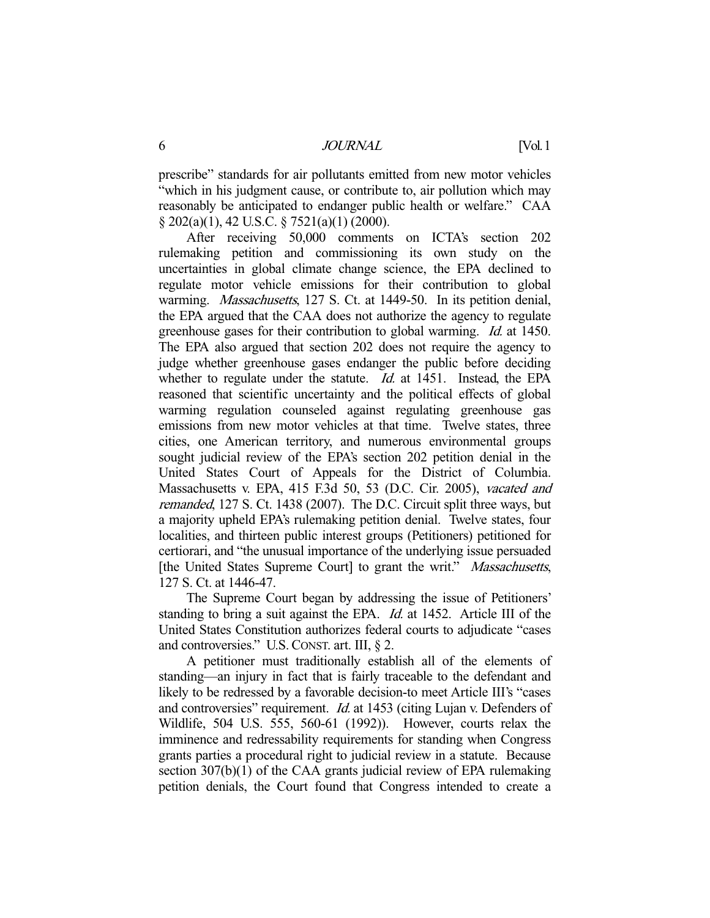prescribe" standards for air pollutants emitted from new motor vehicles "which in his judgment cause, or contribute to, air pollution which may reasonably be anticipated to endanger public health or welfare." CAA § 202(a)(1), 42 U.S.C. § 7521(a)(1) (2000).

After receiving 50,000 comments on ICTA's section 202 rulemaking petition and commissioning its own study on the uncertainties in global climate change science, the EPA declined to regulate motor vehicle emissions for their contribution to global warming. *Massachusetts*, 127 S. Ct. at 1449-50. In its petition denial, the EPA argued that the CAA does not authorize the agency to regulate greenhouse gases for their contribution to global warming. *Id.* at 1450. The EPA also argued that section 202 does not require the agency to judge whether greenhouse gases endanger the public before deciding whether to regulate under the statute. *Id.* at 1451. Instead, the EPA reasoned that scientific uncertainty and the political effects of global warming regulation counseled against regulating greenhouse gas emissions from new motor vehicles at that time. Twelve states, three cities, one American territory, and numerous environmental groups sought judicial review of the EPA's section 202 petition denial in the United States Court of Appeals for the District of Columbia. Massachusetts v. EPA, 415 F.3d 50, 53 (D.C. Cir. 2005), *vacated and remanded*, 127 S. Ct. 1438 (2007). The D.C. Circuit split three ways, but a majority upheld EPA's rulemaking petition denial. Twelve states, four localities, and thirteen public interest groups (Petitioners) petitioned for certiorari, and "the unusual importance of the underlying issue persuaded [the United States Supreme Court] to grant the writ." *Massachusetts*, 127 S. Ct. at 1446-47.

The Supreme Court began by addressing the issue of Petitioners' standing to bring a suit against the EPA. *Id.* at 1452. Article III of the United States Constitution authorizes federal courts to adjudicate "cases and controversies." U.S. CONST. art. III, § 2.

A petitioner must traditionally establish all of the elements of standing—an injury in fact that is fairly traceable to the defendant and likely to be redressed by a favorable decision-to meet Article III's "cases and controversies" requirement. *Id.* at 1453 (citing Lujan v. Defenders of Wildlife, 504 U.S. 555, 560-61 (1992)). However, courts relax the imminence and redressability requirements for standing when Congress grants parties a procedural right to judicial review in a statute. Because section 307(b)(1) of the CAA grants judicial review of EPA rulemaking petition denials, the Court found that Congress intended to create a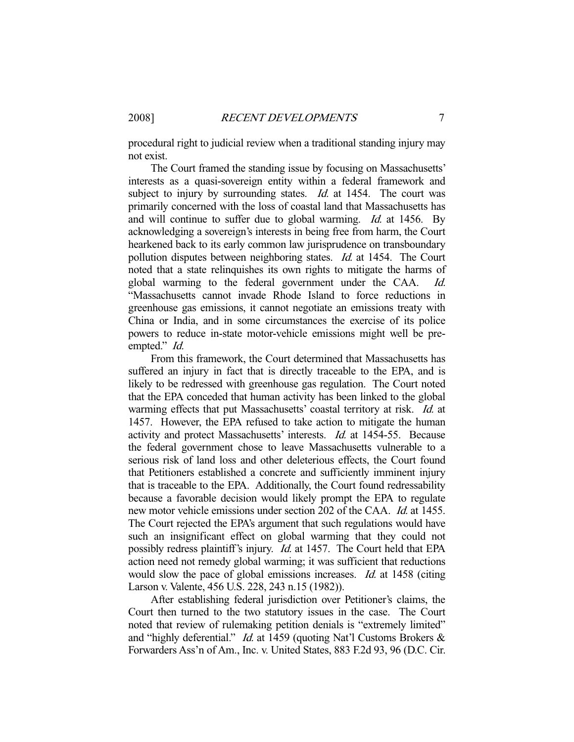procedural right to judicial review when a traditional standing injury may not exist.

The Court framed the standing issue by focusing on Massachusetts' interests as a quasi-sovereign entity within a federal framework and subject to injury by surrounding states. *Id.* at 1454. The court was primarily concerned with the loss of coastal land that Massachusetts has and will continue to suffer due to global warming. *Id.* at 1456. By acknowledging a sovereign's interests in being free from harm, the Court hearkened back to its early common law jurisprudence on transboundary pollution disputes between neighboring states. *Id.* at 1454. The Court noted that a state relinquishes its own rights to mitigate the harms of global warming to the federal government under the CAA. *Id.* "Massachusetts cannot invade Rhode Island to force reductions in greenhouse gas emissions, it cannot negotiate an emissions treaty with China or India, and in some circumstances the exercise of its police powers to reduce in-state motor-vehicle emissions might well be pre-empted." *Id.*

From this framework, the Court determined that Massachusetts has suffered an injury in fact that is directly traceable to the EPA, and is likely to be redressed with greenhouse gas regulation. The Court noted that the EPA conceded that human activity has been linked to the global warming effects that put Massachusetts' coastal territory at risk. *Id.* at 1457. However, the EPA refused to take action to mitigate the human activity and protect Massachusetts' interests. *Id.* at 1454-55. Because the federal government chose to leave Massachusetts vulnerable to a serious risk of land loss and other deleterious effects, the Court found that Petitioners established a concrete and sufficiently imminent injury that is traceable to the EPA. Additionally, the Court found redressability because a favorable decision would likely prompt the EPA to regulate new motor vehicle emissions under section 202 of the CAA. *Id.* at 1455. The Court rejected the EPA's argument that such regulations would have such an insignificant effect on global warming that they could not possibly redress plaintiff's injury. *Id.* at 1457. The Court held that EPA action need not remedy global warming; it was sufficient that reductions would slow the pace of global emissions increases. *Id.* at 1458 (citing Larson v. Valente, 456 U.S. 228, 243 n.15 (1982)).

After establishing federal jurisdiction over Petitioner's claims, the Court then turned to the two statutory issues in the case. The Court noted that review of rulemaking petition denials is "extremely limited" and "highly deferential." *Id.* at 1459 (quoting Nat'l Customs Brokers & Forwarders Ass'n of Am., Inc. v. United States, 883 F.2d 93, 96 (D.C. Cir.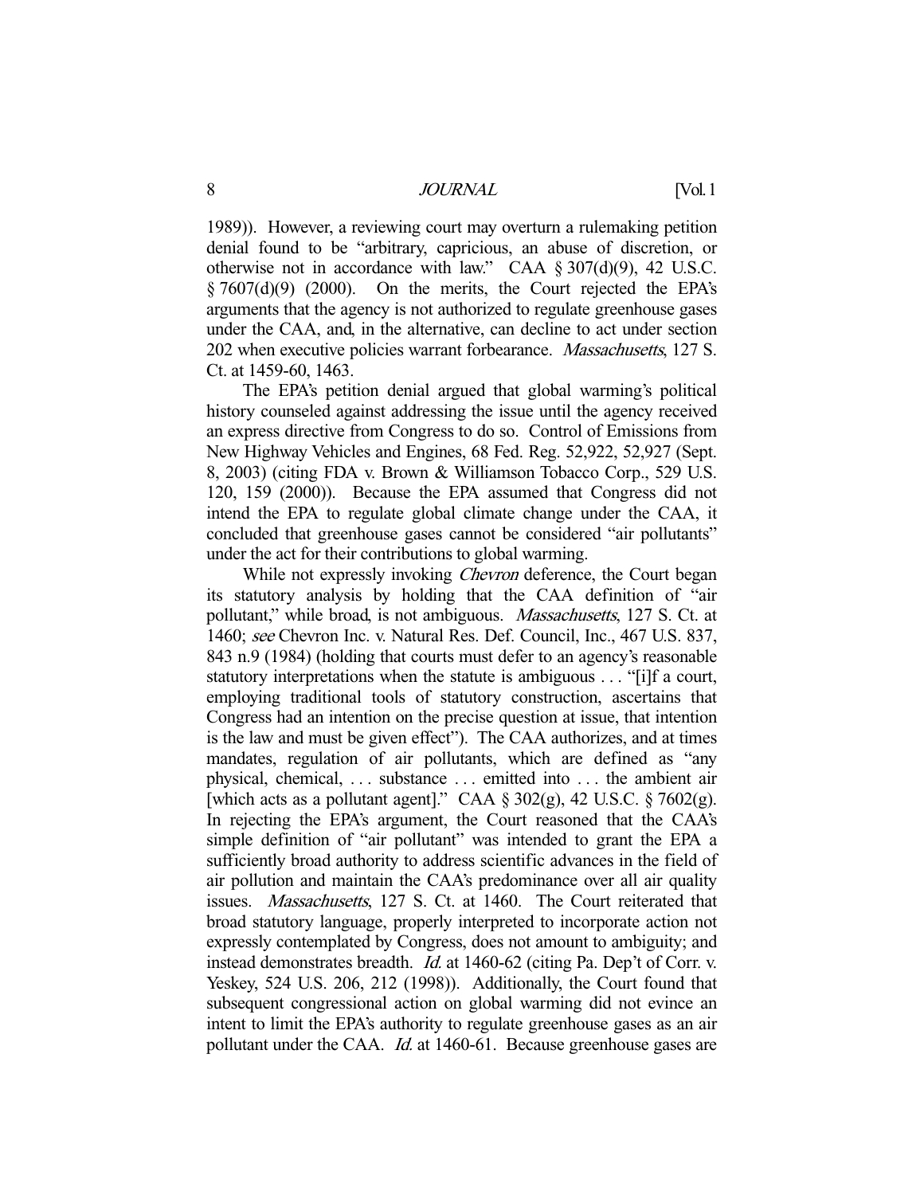1989)). However, a reviewing court may overturn a rulemaking petition denial found to be "arbitrary, capricious, an abuse of discretion, or otherwise not in accordance with law." CAA § 307(d)(9), 42 U.S.C. § 7607(d)(9) (2000). On the merits, the Court rejected the EPA's arguments that the agency is not authorized to regulate greenhouse gases under the CAA, and, in the alternative, can decline to act under section 202 when executive policies warrant forbearance. *Massachusetts*, 127 S. Ct. at 1459-60, 1463.

The EPA's petition denial argued that global warming's political history counseled against addressing the issue until the agency received an express directive from Congress to do so. Control of Emissions from New Highway Vehicles and Engines, 68 Fed. Reg. 52,922, 52,927 (Sept. 8, 2003) (citing FDA v. Brown & Williamson Tobacco Corp., 529 U.S. 120, 159 (2000)). Because the EPA assumed that Congress did not intend the EPA to regulate global climate change under the CAA, it concluded that greenhouse gases cannot be considered "air pollutants" under the act for their contributions to global warming.

While not expressly invoking *Chevron* deference, the Court began its statutory analysis by holding that the CAA definition of "air pollutant," while broad, is not ambiguous. *Massachusetts*, 127 S. Ct. at 1460; *see* Chevron Inc. v. Natural Res. Def. Council, Inc., 467 U.S. 837, 843 n.9 (1984) (holding that courts must defer to an agency's reasonable statutory interpretations when the statute is ambiguous . . . "[i]f a court, employing traditional tools of statutory construction, ascertains that Congress had an intention on the precise question at issue, that intention is the law and must be given effect"). The CAA authorizes, and at times mandates, regulation of air pollutants, which are defined as "any physical, chemical, . . . substance . . . emitted into . . . the ambient air [which acts as a pollutant agent]." CAA § 302(g), 42 U.S.C. § 7602(g). In rejecting the EPA's argument, the Court reasoned that the CAA's simple definition of "air pollutant" was intended to grant the EPA a sufficiently broad authority to address scientific advances in the field of air pollution and maintain the CAA's predominance over all air quality issues. *Massachusetts*, 127 S. Ct. at 1460. The Court reiterated that broad statutory language, properly interpreted to incorporate action not expressly contemplated by Congress, does not amount to ambiguity; and instead demonstrates breadth. *Id.* at 1460-62 (citing Pa. Dep't of Corr. v. Yeskey, 524 U.S. 206, 212 (1998)). Additionally, the Court found that subsequent congressional action on global warming did not evince an intent to limit the EPA's authority to regulate greenhouse gases as an air pollutant under the CAA. *Id.* at 1460-61. Because greenhouse gases are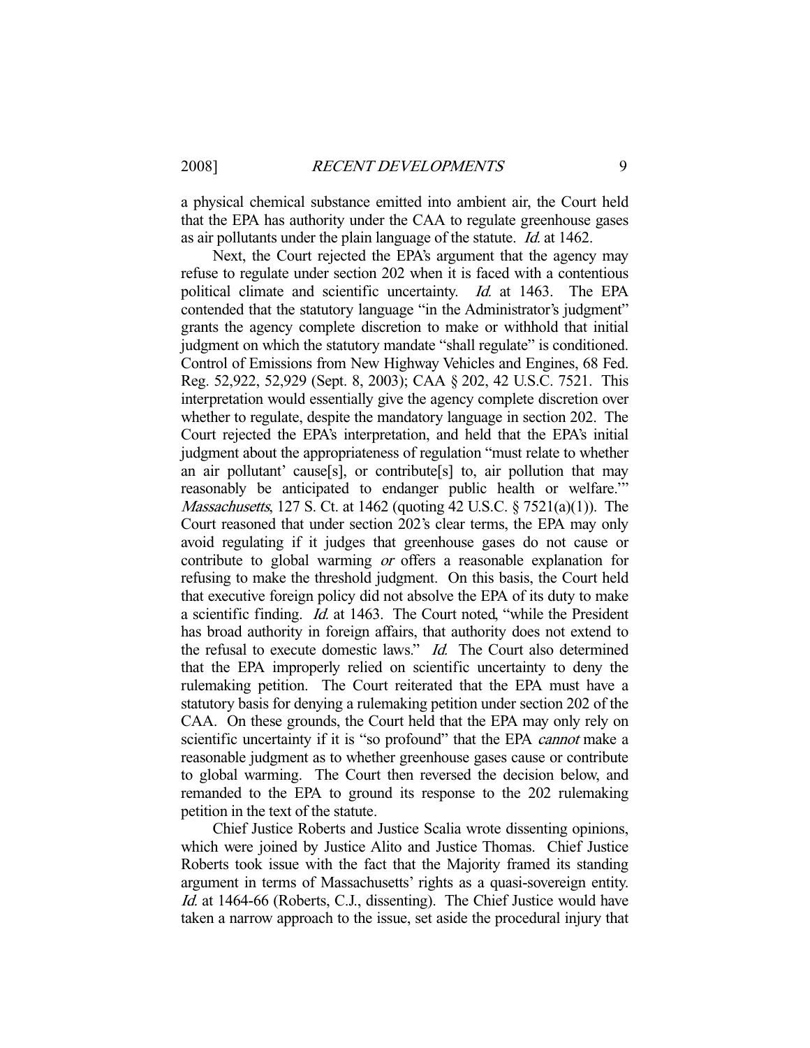a physical chemical substance emitted into ambient air, the Court held that the EPA has authority under the CAA to regulate greenhouse gases as air pollutants under the plain language of the statute. *Id.* at 1462.

Next, the Court rejected the EPA's argument that the agency may refuse to regulate under section 202 when it is faced with a contentious political climate and scientific uncertainty. *Id.* at 1463. The EPA contended that the statutory language "in the Administrator's judgment" grants the agency complete discretion to make or withhold that initial judgment on which the statutory mandate "shall regulate" is conditioned. Control of Emissions from New Highway Vehicles and Engines, 68 Fed. Reg. 52,922, 52,929 (Sept. 8, 2003); CAA § 202, 42 U.S.C. 7521. This interpretation would essentially give the agency complete discretion over whether to regulate, despite the mandatory language in section 202. The Court rejected the EPA's interpretation, and held that the EPA's initial judgment about the appropriateness of regulation "must relate to whether an air pollutant' cause[s], or contribute[s] to, air pollution that may reasonably be anticipated to endanger public health or welfare.'" *Massachusetts*, 127 S. Ct. at 1462 (quoting 42 U.S.C. § 7521(a)(1)). The Court reasoned that under section 202's clear terms, the EPA may only avoid regulating if it judges that greenhouse gases do not cause or contribute to global warming *or* offers a reasonable explanation for refusing to make the threshold judgment. On this basis, the Court held that executive foreign policy did not absolve the EPA of its duty to make a scientific finding. *Id.* at 1463. The Court noted, "while the President has broad authority in foreign affairs, that authority does not extend to the refusal to execute domestic laws." *Id.* The Court also determined that the EPA improperly relied on scientific uncertainty to deny the rulemaking petition. The Court reiterated that the EPA must have a statutory basis for denying a rulemaking petition under section 202 of the CAA. On these grounds, the Court held that the EPA may only rely on scientific uncertainty if it is "so profound" that the EPA *cannot* make a reasonable judgment as to whether greenhouse gases cause or contribute to global warming. The Court then reversed the decision below, and remanded to the EPA to ground its response to the 202 rulemaking petition in the text of the statute.

Chief Justice Roberts and Justice Scalia wrote dissenting opinions, which were joined by Justice Alito and Justice Thomas. Chief Justice Roberts took issue with the fact that the Majority framed its standing argument in terms of Massachusetts' rights as a quasi-sovereign entity. *Id.* at 1464-66 (Roberts, C.J., dissenting). The Chief Justice would have taken a narrow approach to the issue, set aside the procedural injury that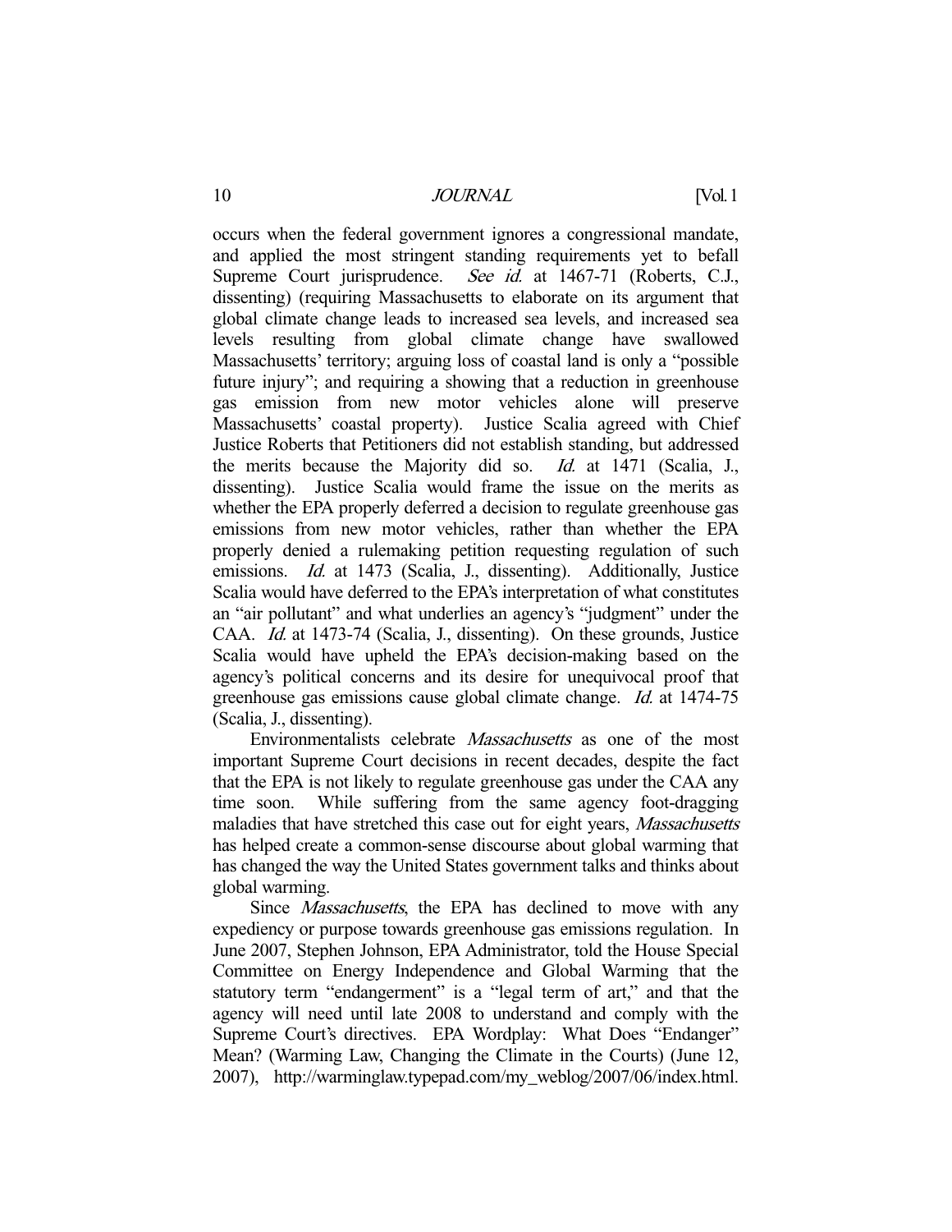occurs when the federal government ignores a congressional mandate, and applied the most stringent standing requirements yet to befall Supreme Court jurisprudence. *See id.* at 1467-71 (Roberts, C.J., dissenting) (requiring Massachusetts to elaborate on its argument that global climate change leads to increased sea levels, and increased sea levels resulting from global climate change have swallowed Massachusetts' territory; arguing loss of coastal land is only a "possible future injury"; and requiring a showing that a reduction in greenhouse gas emission from new motor vehicles alone will preserve Massachusetts' coastal property). Justice Scalia agreed with Chief Justice Roberts that Petitioners did not establish standing, but addressed the merits because the Majority did so. *Id.* at 1471 (Scalia, J., dissenting). Justice Scalia would frame the issue on the merits as whether the EPA properly deferred a decision to regulate greenhouse gas emissions from new motor vehicles, rather than whether the EPA properly denied a rulemaking petition requesting regulation of such emissions. *Id.* at 1473 (Scalia, J., dissenting). Additionally, Justice Scalia would have deferred to the EPA's interpretation of what constitutes an "air pollutant" and what underlies an agency's "judgment" under the CAA. *Id.* at 1473-74 (Scalia, J., dissenting). On these grounds, Justice Scalia would have upheld the EPA's decision-making based on the agency's political concerns and its desire for unequivocal proof that greenhouse gas emissions cause global climate change. *Id.* at 1474-75 (Scalia, J., dissenting).

Environmentalists celebrate *Massachusetts* as one of the most important Supreme Court decisions in recent decades, despite the fact that the EPA is not likely to regulate greenhouse gas under the CAA any time soon. While suffering from the same agency foot-dragging maladies that have stretched this case out for eight years, *Massachusetts* has helped create a common-sense discourse about global warming that has changed the way the United States government talks and thinks about global warming.

Since *Massachusetts*, the EPA has declined to move with any expediency or purpose towards greenhouse gas emissions regulation. In June 2007, Stephen Johnson, EPA Administrator, told the House Special Committee on Energy Independence and Global Warming that the statutory term "endangerment" is a "legal term of art," and that the agency will need until late 2008 to understand and comply with the Supreme Court's directives. EPA Wordplay: What Does "Endanger" Mean? (Warming Law, Changing the Climate in the Courts) (June 12, 2007), http://warminglaw.typepad.com/my_weblog/2007/06/index.html.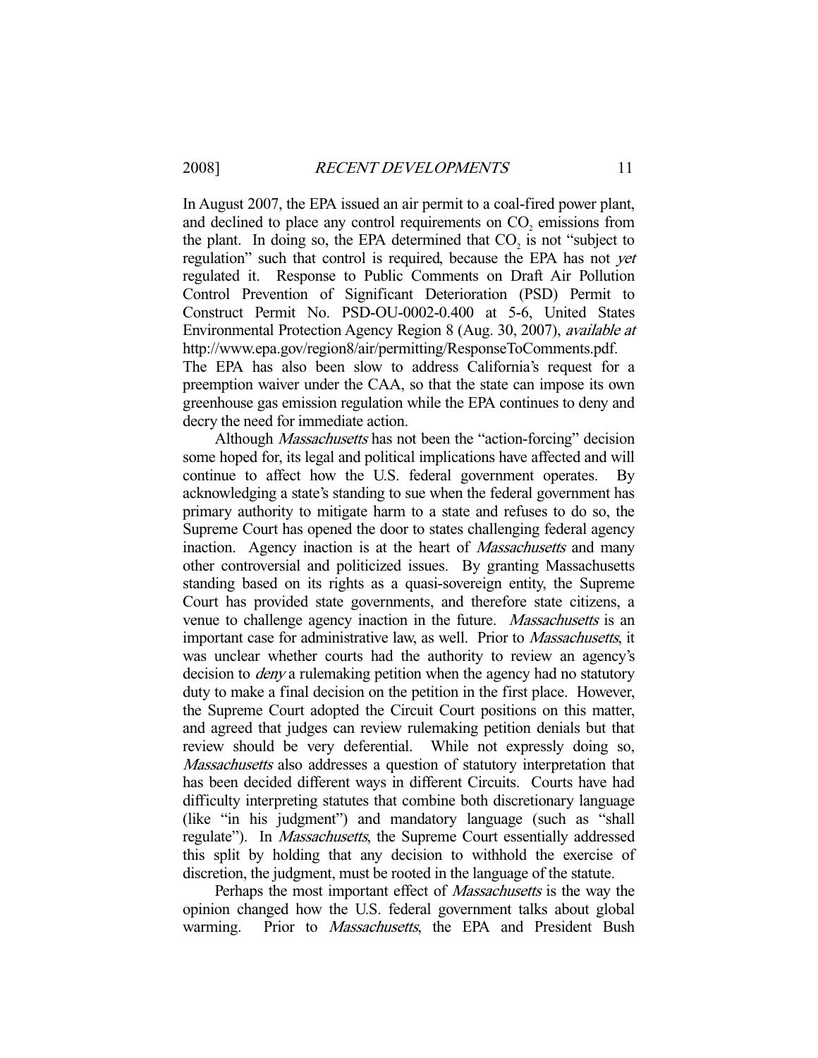In August 2007, the EPA issued an air permit to a coal-fired power plant, and declined to place any control requirements on $CO_2$ emissions from the plant. In doing so, the EPA determined that $CO_2$ is not "subject to regulation" such that control is required, because the EPA has not *yet* regulated it. Response to Public Comments on Draft Air Pollution Control Prevention of Significant Deterioration (PSD) Permit to Construct Permit No. PSD-OU-0002-0.400 at 5-6, United States Environmental Protection Agency Region 8 (Aug. 30, 2007), *available at* http://www.epa.gov/region8/air/permitting/ResponseToComments.pdf. The EPA has also been slow to address California's request for a preemption waiver under the CAA, so that the state can impose its own greenhouse gas emission regulation while the EPA continues to deny and decry the need for immediate action.

Although *Massachusetts* has not been the "action-forcing" decision some hoped for, its legal and political implications have affected and will continue to affect how the U.S. federal government operates. By acknowledging a state's standing to sue when the federal government has primary authority to mitigate harm to a state and refuses to do so, the Supreme Court has opened the door to states challenging federal agency inaction. Agency inaction is at the heart of *Massachusetts* and many other controversial and politicized issues. By granting Massachusetts standing based on its rights as a quasi-sovereign entity, the Supreme Court has provided state governments, and therefore state citizens, a venue to challenge agency inaction in the future. *Massachusetts* is an important case for administrative law, as well. Prior to *Massachusetts*, it was unclear whether courts had the authority to review an agency's decision to *deny* a rulemaking petition when the agency had no statutory duty to make a final decision on the petition in the first place. However, the Supreme Court adopted the Circuit Court positions on this matter, and agreed that judges can review rulemaking petition denials but that review should be very deferential. While not expressly doing so, *Massachusetts* also addresses a question of statutory interpretation that has been decided different ways in different Circuits. Courts have had difficulty interpreting statutes that combine both discretionary language (like "in his judgment") and mandatory language (such as "shall regulate"). In *Massachusetts*, the Supreme Court essentially addressed this split by holding that any decision to withhold the exercise of discretion, the judgment, must be rooted in the language of the statute.

Perhaps the most important effect of *Massachusetts* is the way the opinion changed how the U.S. federal government talks about global warming. Prior to *Massachusetts*, the EPA and President Bush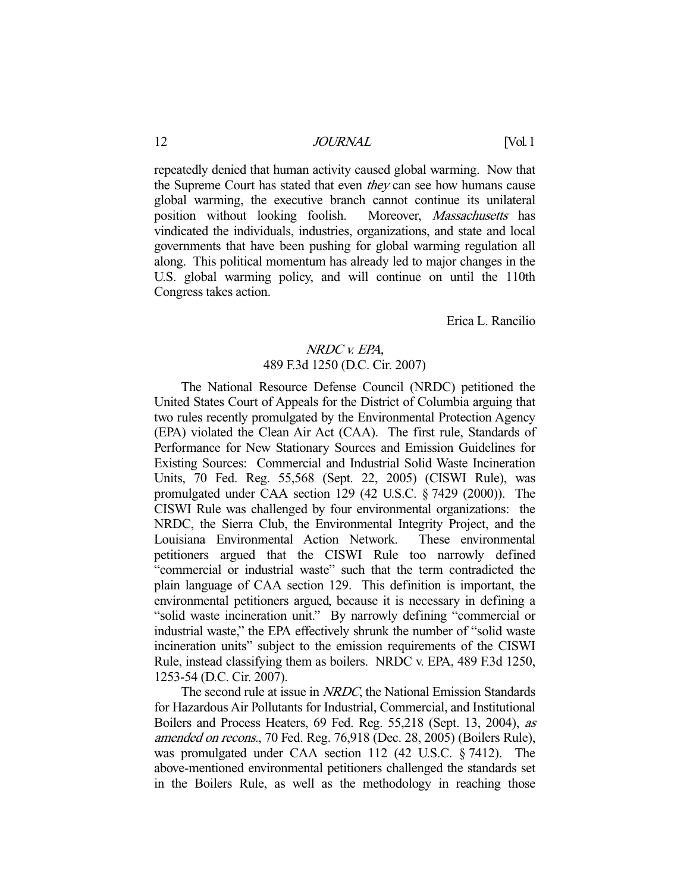repeatedly denied that human activity caused global warming. Now that the Supreme Court has stated that even *they* can see how humans cause global warming, the executive branch cannot continue its unilateral position without looking foolish. Moreover, *Massachusetts* has vindicated the individuals, industries, organizations, and state and local governments that have been pushing for global warming regulation all along. This political momentum has already led to major changes in the U.S. global warming policy, and will continue on until the 110th Congress takes action.

Erica L. Rancilio

### *NRDC v. EPA*,
### 489 F.3d 1250 (D.C. Cir. 2007)

The National Resource Defense Council (NRDC) petitioned the United States Court of Appeals for the District of Columbia arguing that two rules recently promulgated by the Environmental Protection Agency (EPA) violated the Clean Air Act (CAA). The first rule, Standards of Performance for New Stationary Sources and Emission Guidelines for Existing Sources: Commercial and Industrial Solid Waste Incineration Units, 70 Fed. Reg. 55,568 (Sept. 22, 2005) (CISWI Rule), was promulgated under CAA section 129 (42 U.S.C. § 7429 (2000)). The CISWI Rule was challenged by four environmental organizations: the NRDC, the Sierra Club, the Environmental Integrity Project, and the Louisiana Environmental Action Network. These environmental petitioners argued that the CISWI Rule too narrowly defined "commercial or industrial waste" such that the term contradicted the plain language of CAA section 129. This definition is important, the environmental petitioners argued, because it is necessary in defining a "solid waste incineration unit." By narrowly defining "commercial or industrial waste," the EPA effectively shrunk the number of "solid waste incineration units" subject to the emission requirements of the CISWI Rule, instead classifying them as boilers. NRDC v. EPA, 489 F.3d 1250, 1253-54 (D.C. Cir. 2007).

The second rule at issue in *NRDC*, the National Emission Standards for Hazardous Air Pollutants for Industrial, Commercial, and Institutional Boilers and Process Heaters, 69 Fed. Reg. 55,218 (Sept. 13, 2004), *as amended on recons.*, 70 Fed. Reg. 76,918 (Dec. 28, 2005) (Boilers Rule), was promulgated under CAA section 112 (42 U.S.C. § 7412). The above-mentioned environmental petitioners challenged the standards set in the Boilers Rule, as well as the methodology in reaching those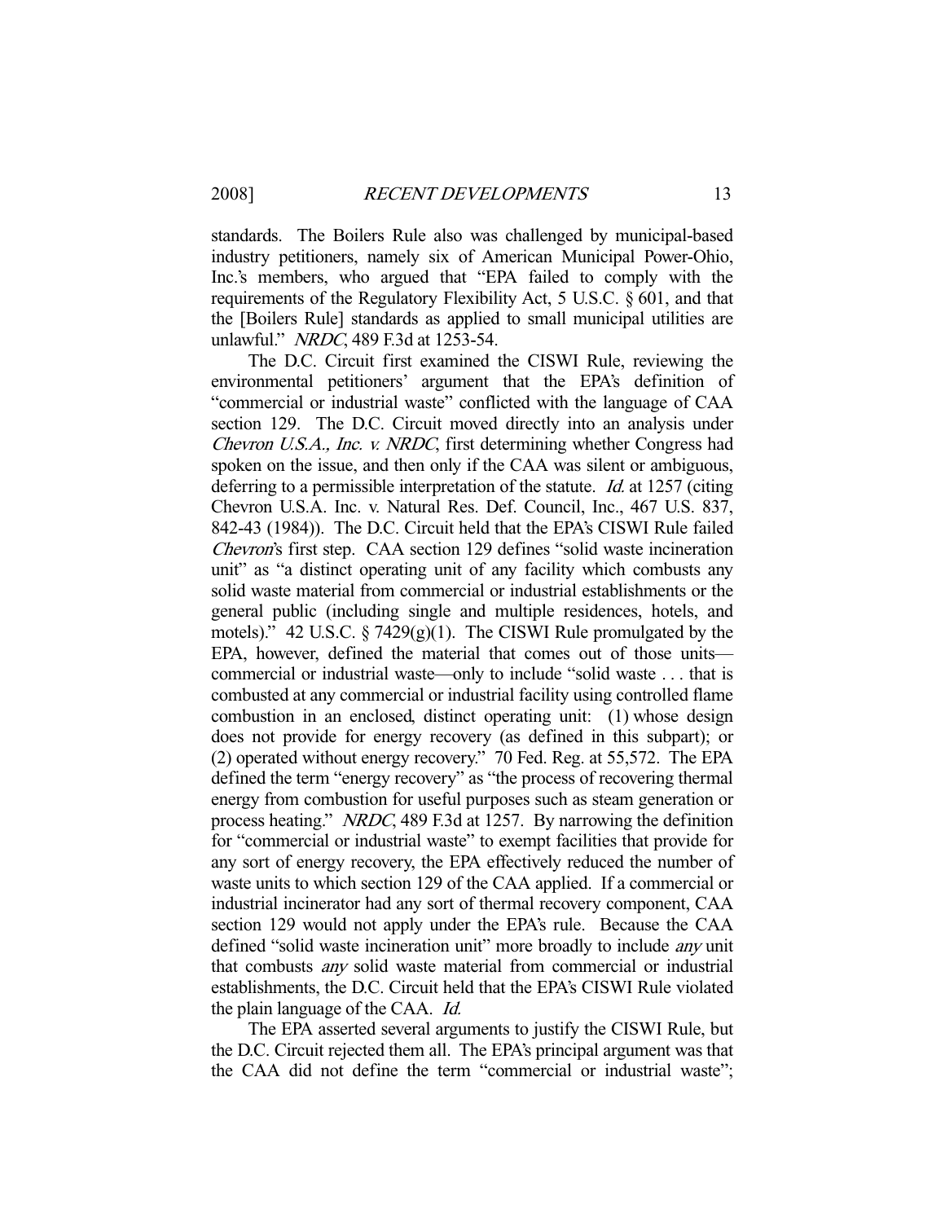standards. The Boilers Rule also was challenged by municipal-based industry petitioners, namely six of American Municipal Power-Ohio, Inc.'s members, who argued that "EPA failed to comply with the requirements of the Regulatory Flexibility Act, 5 U.S.C. § 601, and that the [Boilers Rule] standards as applied to small municipal utilities are unlawful." *NRDC*, 489 F.3d at 1253-54.

The D.C. Circuit first examined the CISWI Rule, reviewing the environmental petitioners' argument that the EPA's definition of "commercial or industrial waste" conflicted with the language of CAA section 129. The D.C. Circuit moved directly into an analysis under *Chevron U.S.A., Inc. v. NRDC*, first determining whether Congress had spoken on the issue, and then only if the CAA was silent or ambiguous, deferring to a permissible interpretation of the statute. *Id.* at 1257 (citing Chevron U.S.A. Inc. v. Natural Res. Def. Council, Inc., 467 U.S. 837, 842-43 (1984)). The D.C. Circuit held that the EPA's CISWI Rule failed *Chevron*'s first step. CAA section 129 defines "solid waste incineration unit" as "a distinct operating unit of any facility which combusts any solid waste material from commercial or industrial establishments or the general public (including single and multiple residences, hotels, and motels)." 42 U.S.C. § 7429(g)(1). The CISWI Rule promulgated by the EPA, however, defined the material that comes out of those units—commercial or industrial waste—only to include "solid waste . . . that is combusted at any commercial or industrial facility using controlled flame combustion in an enclosed, distinct operating unit: (1) whose design does not provide for energy recovery (as defined in this subpart); or (2) operated without energy recovery." 70 Fed. Reg. at 55,572. The EPA defined the term "energy recovery" as "the process of recovering thermal energy from combustion for useful purposes such as steam generation or process heating." *NRDC*, 489 F.3d at 1257. By narrowing the definition for "commercial or industrial waste" to exempt facilities that provide for any sort of energy recovery, the EPA effectively reduced the number of waste units to which section 129 of the CAA applied. If a commercial or industrial incinerator had any sort of thermal recovery component, CAA section 129 would not apply under the EPA's rule. Because the CAA defined "solid waste incineration unit" more broadly to include *any* unit that combusts *any* solid waste material from commercial or industrial establishments, the D.C. Circuit held that the EPA's CISWI Rule violated the plain language of the CAA. *Id.*

The EPA asserted several arguments to justify the CISWI Rule, but the D.C. Circuit rejected them all. The EPA's principal argument was that the CAA did not define the term "commercial or industrial waste";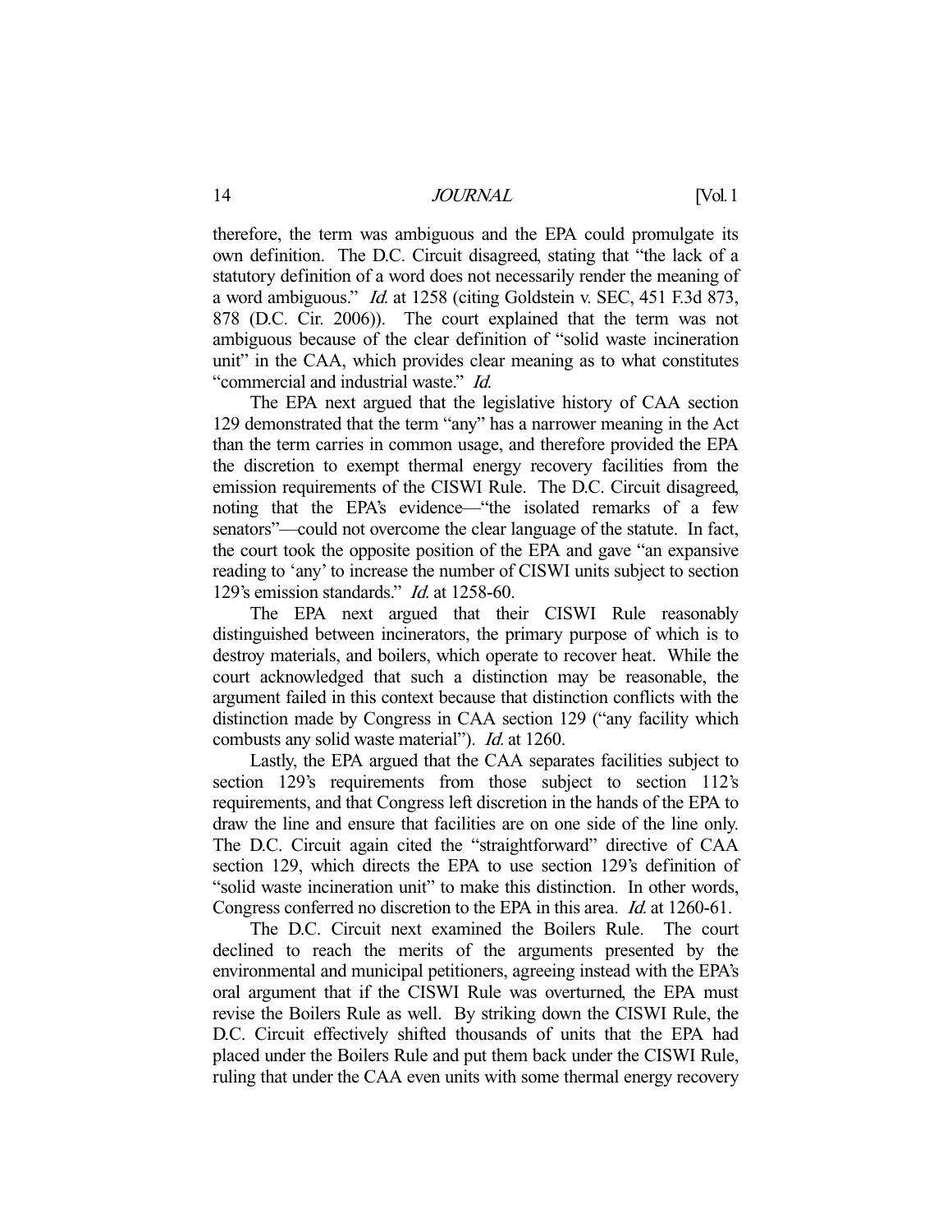therefore, the term was ambiguous and the EPA could promulgate its own definition. The D.C. Circuit disagreed, stating that "the lack of a statutory definition of a word does not necessarily render the meaning of a word ambiguous." *Id.* at 1258 (citing Goldstein v. SEC, 451 F.3d 873, 878 (D.C. Cir. 2006)). The court explained that the term was not ambiguous because of the clear definition of "solid waste incineration unit" in the CAA, which provides clear meaning as to what constitutes "commercial and industrial waste." *Id.*

The EPA next argued that the legislative history of CAA section 129 demonstrated that the term "any" has a narrower meaning in the Act than the term carries in common usage, and therefore provided the EPA the discretion to exempt thermal energy recovery facilities from the emission requirements of the CISWI Rule. The D.C. Circuit disagreed, noting that the EPA's evidence—"the isolated remarks of a few senators"—could not overcome the clear language of the statute. In fact, the court took the opposite position of the EPA and gave "an expansive reading to 'any' to increase the number of CISWI units subject to section 129's emission standards." *Id.* at 1258-60.

The EPA next argued that their CISWI Rule reasonably distinguished between incinerators, the primary purpose of which is to destroy materials, and boilers, which operate to recover heat. While the court acknowledged that such a distinction may be reasonable, the argument failed in this context because that distinction conflicts with the distinction made by Congress in CAA section 129 ("any facility which combusts any solid waste material"). *Id.* at 1260.

Lastly, the EPA argued that the CAA separates facilities subject to section 129's requirements from those subject to section 112's requirements, and that Congress left discretion in the hands of the EPA to draw the line and ensure that facilities are on one side of the line only. The D.C. Circuit again cited the "straightforward" directive of CAA section 129, which directs the EPA to use section 129's definition of "solid waste incineration unit" to make this distinction. In other words, Congress conferred no discretion to the EPA in this area. *Id.* at 1260-61.

The D.C. Circuit next examined the Boilers Rule. The court declined to reach the merits of the arguments presented by the environmental and municipal petitioners, agreeing instead with the EPA's oral argument that if the CISWI Rule was overturned, the EPA must revise the Boilers Rule as well. By striking down the CISWI Rule, the D.C. Circuit effectively shifted thousands of units that the EPA had placed under the Boilers Rule and put them back under the CISWI Rule, ruling that under the CAA even units with some thermal energy recovery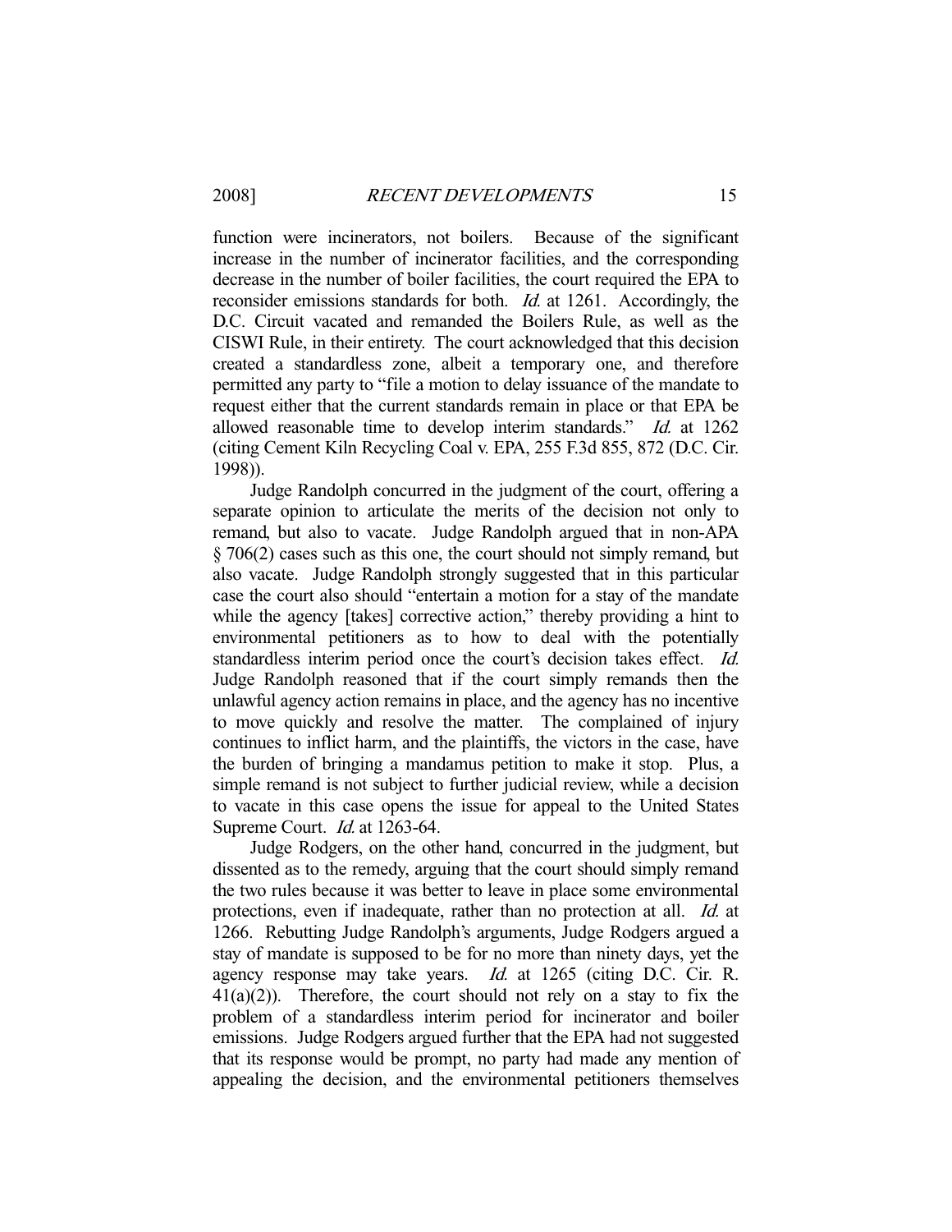function were incinerators, not boilers. Because of the significant increase in the number of incinerator facilities, and the corresponding decrease in the number of boiler facilities, the court required the EPA to reconsider emissions standards for both. *Id.* at 1261. Accordingly, the D.C. Circuit vacated and remanded the Boilers Rule, as well as the CISWI Rule, in their entirety. The court acknowledged that this decision created a standardless zone, albeit a temporary one, and therefore permitted any party to "file a motion to delay issuance of the mandate to request either that the current standards remain in place or that EPA be allowed reasonable time to develop interim standards." *Id.* at 1262 (citing Cement Kiln Recycling Coal v. EPA, 255 F.3d 855, 872 (D.C. Cir. 1998)).

Judge Randolph concurred in the judgment of the court, offering a separate opinion to articulate the merits of the decision not only to remand, but also to vacate. Judge Randolph argued that in non-APA § 706(2) cases such as this one, the court should not simply remand, but also vacate. Judge Randolph strongly suggested that in this particular case the court also should "entertain a motion for a stay of the mandate while the agency [takes] corrective action," thereby providing a hint to environmental petitioners as to how to deal with the potentially standardless interim period once the court's decision takes effect. *Id.* Judge Randolph reasoned that if the court simply remands then the unlawful agency action remains in place, and the agency has no incentive to move quickly and resolve the matter. The complained of injury continues to inflict harm, and the plaintiffs, the victors in the case, have the burden of bringing a mandamus petition to make it stop. Plus, a simple remand is not subject to further judicial review, while a decision to vacate in this case opens the issue for appeal to the United States Supreme Court. *Id.* at 1263-64.

Judge Rodgers, on the other hand, concurred in the judgment, but dissented as to the remedy, arguing that the court should simply remand the two rules because it was better to leave in place some environmental protections, even if inadequate, rather than no protection at all. *Id.* at 1266. Rebutting Judge Randolph's arguments, Judge Rodgers argued a stay of mandate is supposed to be for no more than ninety days, yet the agency response may take years. *Id.* at 1265 (citing D.C. Cir. R. 41(a)(2)). Therefore, the court should not rely on a stay to fix the problem of a standardless interim period for incinerator and boiler emissions. Judge Rodgers argued further that the EPA had not suggested that its response would be prompt, no party had made any mention of appealing the decision, and the environmental petitioners themselves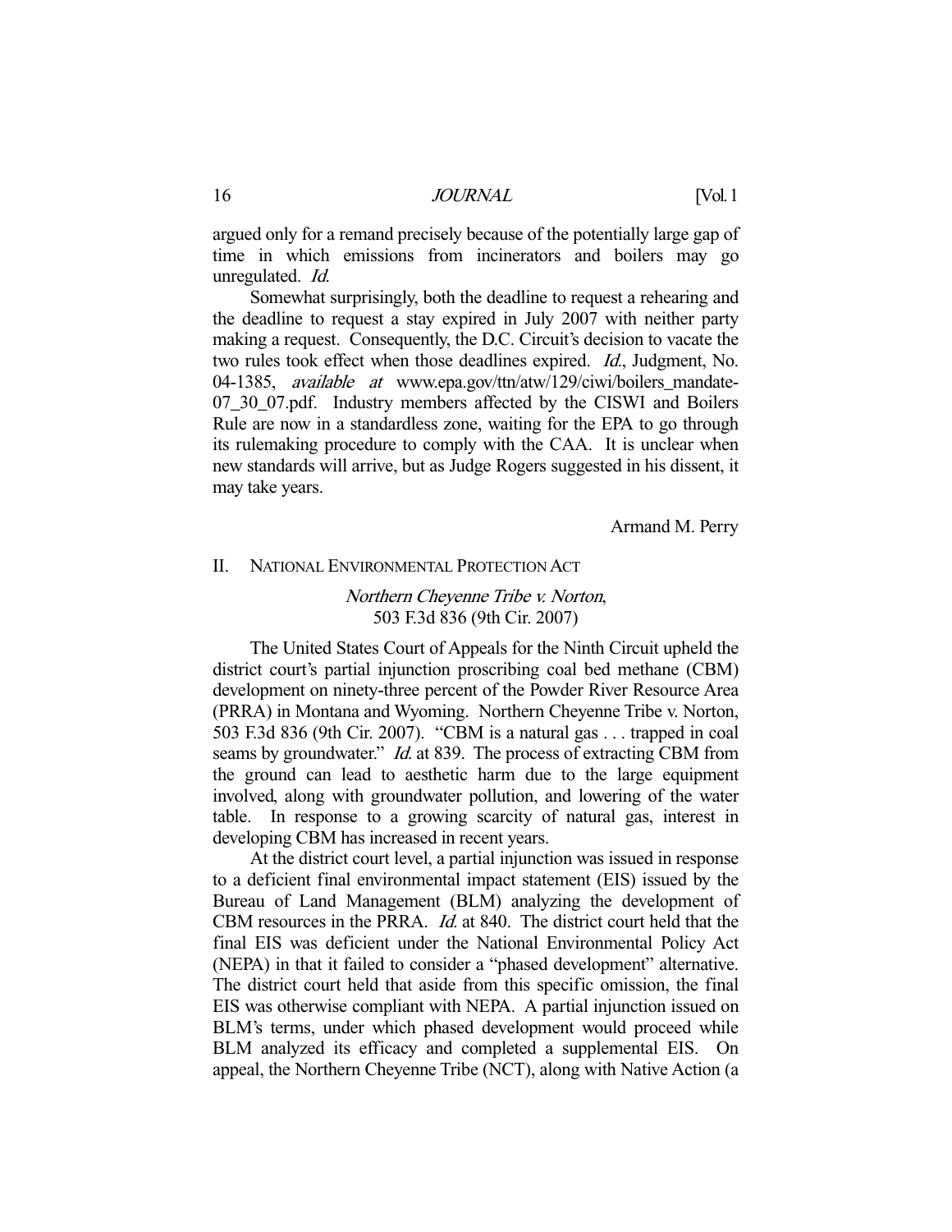argued only for a remand precisely because of the potentially large gap of time in which emissions from incinerators and boilers may go unregulated. *Id.*

Somewhat surprisingly, both the deadline to request a rehearing and the deadline to request a stay expired in July 2007 with neither party making a request. Consequently, the D.C. Circuit's decision to vacate the two rules took effect when those deadlines expired. *Id.*, Judgment, No. 04-1385, *available at* www.epa.gov/ttn/atw/129/ciwi/boilers_mandate-07_30_07.pdf. Industry members affected by the CISWI and Boilers Rule are now in a standardless zone, waiting for the EPA to go through its rulemaking procedure to comply with the CAA. It is unclear when new standards will arrive, but as Judge Rogers suggested in his dissent, it may take years.

Armand M. Perry

## II. NATIONAL ENVIRONMENTAL PROTECTION ACT

### *Northern Cheyenne Tribe v. Norton*, 503 F.3d 836 (9th Cir. 2007)

The United States Court of Appeals for the Ninth Circuit upheld the district court's partial injunction proscribing coal bed methane (CBM) development on ninety-three percent of the Powder River Resource Area (PRRA) in Montana and Wyoming. Northern Cheyenne Tribe v. Norton, 503 F.3d 836 (9th Cir. 2007). "CBM is a natural gas . . . trapped in coal seams by groundwater." *Id.* at 839. The process of extracting CBM from the ground can lead to aesthetic harm due to the large equipment involved, along with groundwater pollution, and lowering of the water table. In response to a growing scarcity of natural gas, interest in developing CBM has increased in recent years.

At the district court level, a partial injunction was issued in response to a deficient final environmental impact statement (EIS) issued by the Bureau of Land Management (BLM) analyzing the development of CBM resources in the PRRA. *Id.* at 840. The district court held that the final EIS was deficient under the National Environmental Policy Act (NEPA) in that it failed to consider a "phased development" alternative. The district court held that aside from this specific omission, the final EIS was otherwise compliant with NEPA. A partial injunction issued on BLM's terms, under which phased development would proceed while BLM analyzed its efficacy and completed a supplemental EIS. On appeal, the Northern Cheyenne Tribe (NCT), along with Native Action (a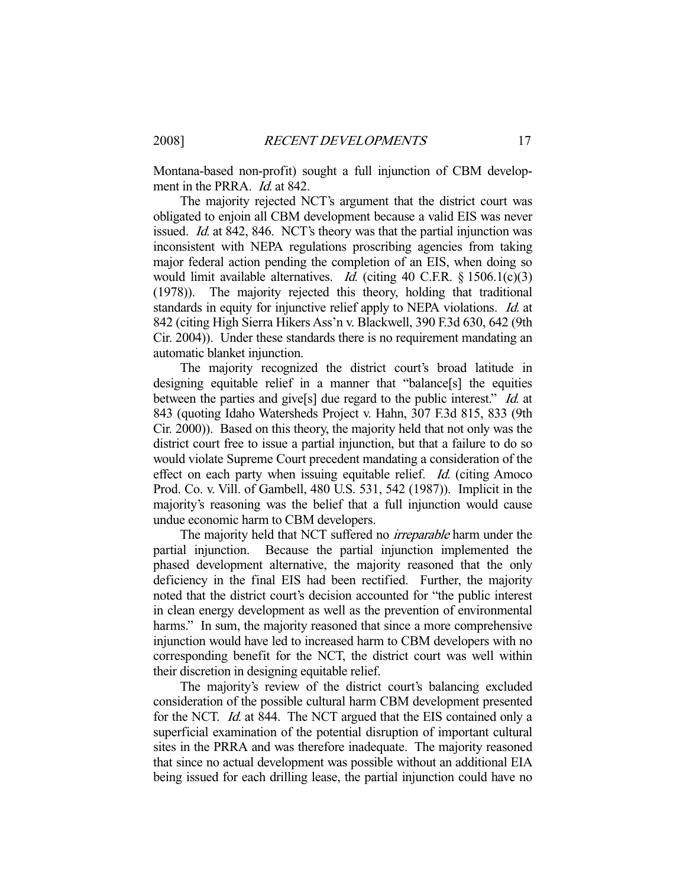Montana-based non-profit) sought a full injunction of CBM development in the PRRA. *Id.* at 842.

The majority rejected NCT's argument that the district court was obligated to enjoin all CBM development because a valid EIS was never issued. *Id.* at 842, 846. NCT's theory was that the partial injunction was inconsistent with NEPA regulations proscribing agencies from taking major federal action pending the completion of an EIS, when doing so would limit available alternatives. *Id.* (citing 40 C.F.R. § 1506.1(c)(3) (1978)). The majority rejected this theory, holding that traditional standards in equity for injunctive relief apply to NEPA violations. *Id.* at 842 (citing High Sierra Hikers Ass'n v. Blackwell, 390 F.3d 630, 642 (9th Cir. 2004)). Under these standards there is no requirement mandating an automatic blanket injunction.

The majority recognized the district court's broad latitude in designing equitable relief in a manner that "balance[s] the equities between the parties and give[s] due regard to the public interest." *Id.* at 843 (quoting Idaho Watersheds Project v. Hahn, 307 F.3d 815, 833 (9th Cir. 2000)). Based on this theory, the majority held that not only was the district court free to issue a partial injunction, but that a failure to do so would violate Supreme Court precedent mandating a consideration of the effect on each party when issuing equitable relief. *Id.* (citing Amoco Prod. Co. v. Vill. of Gambell, 480 U.S. 531, 542 (1987)). Implicit in the majority's reasoning was the belief that a full injunction would cause undue economic harm to CBM developers.

The majority held that NCT suffered no *irreparable* harm under the partial injunction. Because the partial injunction implemented the phased development alternative, the majority reasoned that the only deficiency in the final EIS had been rectified. Further, the majority noted that the district court's decision accounted for "the public interest in clean energy development as well as the prevention of environmental harms." In sum, the majority reasoned that since a more comprehensive injunction would have led to increased harm to CBM developers with no corresponding benefit for the NCT, the district court was well within their discretion in designing equitable relief.

The majority's review of the district court's balancing excluded consideration of the possible cultural harm CBM development presented for the NCT. *Id.* at 844. The NCT argued that the EIS contained only a superficial examination of the potential disruption of important cultural sites in the PRRA and was therefore inadequate. The majority reasoned that since no actual development was possible without an additional EIA being issued for each drilling lease, the partial injunction could have no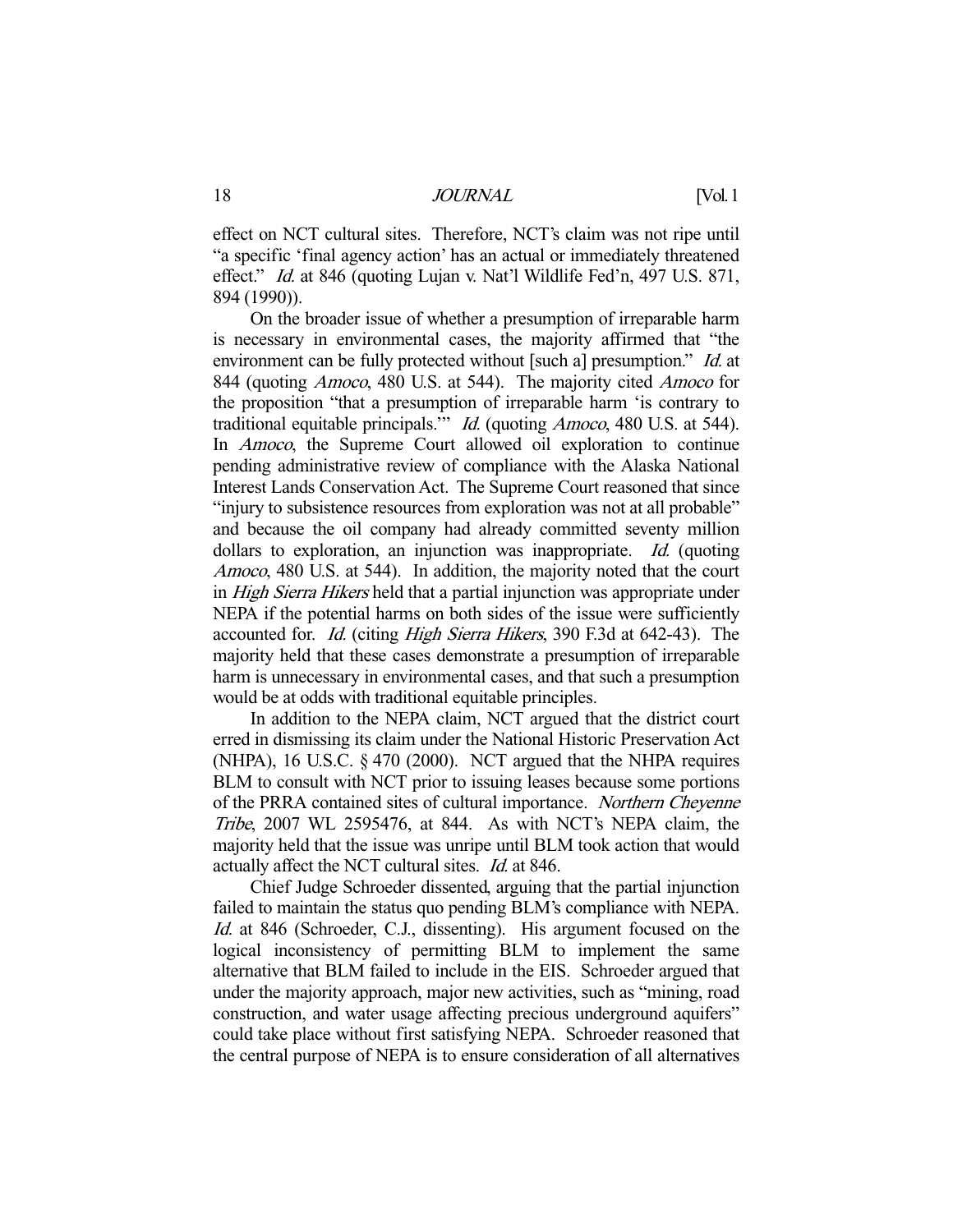effect on NCT cultural sites. Therefore, NCT's claim was not ripe until "a specific 'final agency action' has an actual or immediately threatened effect." *Id.* at 846 (quoting Lujan v. Nat'l Wildlife Fed'n, 497 U.S. 871, 894 (1990)).

On the broader issue of whether a presumption of irreparable harm is necessary in environmental cases, the majority affirmed that "the environment can be fully protected without [such a] presumption." *Id.* at 844 (quoting *Amoco*, 480 U.S. at 544). The majority cited *Amoco* for the proposition "that a presumption of irreparable harm 'is contrary to traditional equitable principals.'" *Id.* (quoting *Amoco*, 480 U.S. at 544). In *Amoco*, the Supreme Court allowed oil exploration to continue pending administrative review of compliance with the Alaska National Interest Lands Conservation Act. The Supreme Court reasoned that since "injury to subsistence resources from exploration was not at all probable" and because the oil company had already committed seventy million dollars to exploration, an injunction was inappropriate. *Id.* (quoting *Amoco*, 480 U.S. at 544). In addition, the majority noted that the court in *High Sierra Hikers* held that a partial injunction was appropriate under NEPA if the potential harms on both sides of the issue were sufficiently accounted for. *Id.* (citing *High Sierra Hikers*, 390 F.3d at 642-43). The majority held that these cases demonstrate a presumption of irreparable harm is unnecessary in environmental cases, and that such a presumption would be at odds with traditional equitable principles.

In addition to the NEPA claim, NCT argued that the district court erred in dismissing its claim under the National Historic Preservation Act (NHPA), 16 U.S.C. § 470 (2000). NCT argued that the NHPA requires BLM to consult with NCT prior to issuing leases because some portions of the PRRA contained sites of cultural importance. *Northern Cheyenne Tribe*, 2007 WL 2595476, at 844. As with NCT's NEPA claim, the majority held that the issue was unripe until BLM took action that would actually affect the NCT cultural sites. *Id.* at 846.

Chief Judge Schroeder dissented, arguing that the partial injunction failed to maintain the status quo pending BLM's compliance with NEPA. *Id.* at 846 (Schroeder, C.J., dissenting). His argument focused on the logical inconsistency of permitting BLM to implement the same alternative that BLM failed to include in the EIS. Schroeder argued that under the majority approach, major new activities, such as "mining, road construction, and water usage affecting precious underground aquifers" could take place without first satisfying NEPA. Schroeder reasoned that the central purpose of NEPA is to ensure consideration of all alternatives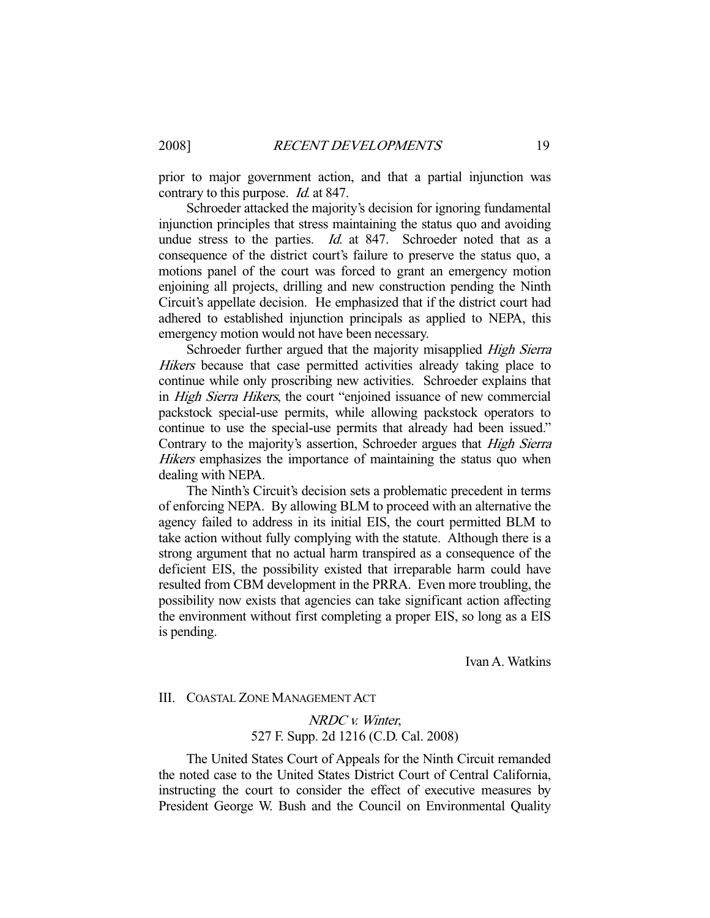prior to major government action, and that a partial injunction was contrary to this purpose. *Id.* at 847.

Schroeder attacked the majority's decision for ignoring fundamental injunction principles that stress maintaining the status quo and avoiding undue stress to the parties. *Id.* at 847. Schroeder noted that as a consequence of the district court's failure to preserve the status quo, a motions panel of the court was forced to grant an emergency motion enjoining all projects, drilling and new construction pending the Ninth Circuit's appellate decision. He emphasized that if the district court had adhered to established injunction principals as applied to NEPA, this emergency motion would not have been necessary.

Schroeder further argued that the majority misapplied *High Sierra Hikers* because that case permitted activities already taking place to continue while only proscribing new activities. Schroeder explains that in *High Sierra Hikers*, the court "enjoined issuance of new commercial packstock special-use permits, while allowing packstock operators to continue to use the special-use permits that already had been issued." Contrary to the majority's assertion, Schroeder argues that *High Sierra Hikers* emphasizes the importance of maintaining the status quo when dealing with NEPA.

The Ninth's Circuit's decision sets a problematic precedent in terms of enforcing NEPA. By allowing BLM to proceed with an alternative the agency failed to address in its initial EIS, the court permitted BLM to take action without fully complying with the statute. Although there is a strong argument that no actual harm transpired as a consequence of the deficient EIS, the possibility existed that irreparable harm could have resulted from CBM development in the PRRA. Even more troubling, the possibility now exists that agencies can take significant action affecting the environment without first completing a proper EIS, so long as a EIS is pending.

Ivan A. Watkins

## III. COASTAL ZONE MANAGEMENT ACT

*NRDC v. Winter*,
527 F. Supp. 2d 1216 (C.D. Cal. 2008)

The United States Court of Appeals for the Ninth Circuit remanded the noted case to the United States District Court of Central California, instructing the court to consider the effect of executive measures by President George W. Bush and the Council on Environmental Quality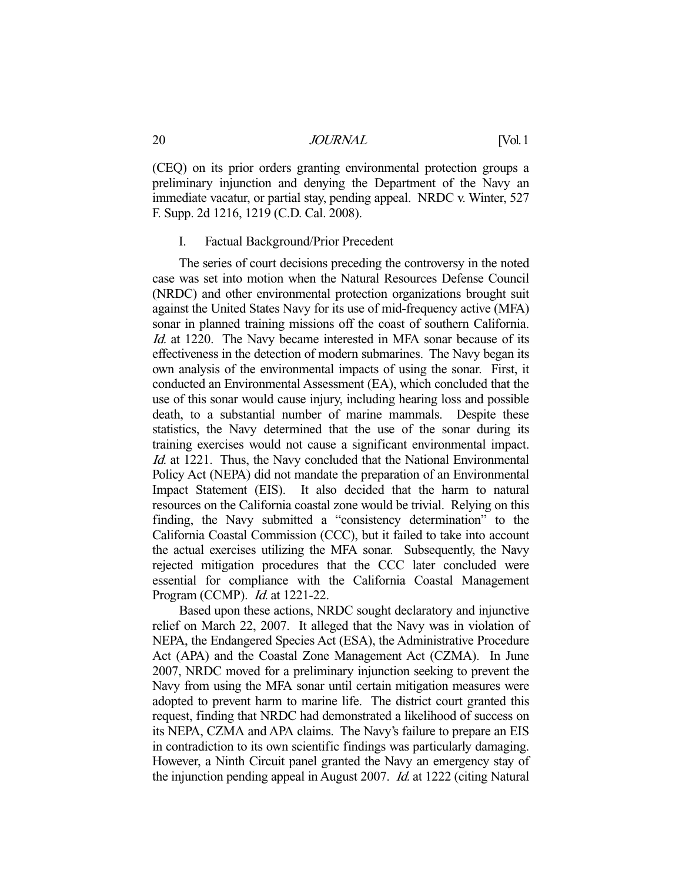(CEQ) on its prior orders granting environmental protection groups a preliminary injunction and denying the Department of the Navy an immediate vacatur, or partial stay, pending appeal. NRDC v. Winter, 527 F. Supp. 2d 1216, 1219 (C.D. Cal. 2008).

## I. Factual Background/Prior Precedent

The series of court decisions preceding the controversy in the noted case was set into motion when the Natural Resources Defense Council (NRDC) and other environmental protection organizations brought suit against the United States Navy for its use of mid-frequency active (MFA) sonar in planned training missions off the coast of southern California. *Id.* at 1220. The Navy became interested in MFA sonar because of its effectiveness in the detection of modern submarines. The Navy began its own analysis of the environmental impacts of using the sonar. First, it conducted an Environmental Assessment (EA), which concluded that the use of this sonar would cause injury, including hearing loss and possible death, to a substantial number of marine mammals. Despite these statistics, the Navy determined that the use of the sonar during its training exercises would not cause a significant environmental impact. *Id.* at 1221. Thus, the Navy concluded that the National Environmental Policy Act (NEPA) did not mandate the preparation of an Environmental Impact Statement (EIS). It also decided that the harm to natural resources on the California coastal zone would be trivial. Relying on this finding, the Navy submitted a "consistency determination" to the California Coastal Commission (CCC), but it failed to take into account the actual exercises utilizing the MFA sonar. Subsequently, the Navy rejected mitigation procedures that the CCC later concluded were essential for compliance with the California Coastal Management Program (CCMP). *Id.* at 1221-22.

Based upon these actions, NRDC sought declaratory and injunctive relief on March 22, 2007. It alleged that the Navy was in violation of NEPA, the Endangered Species Act (ESA), the Administrative Procedure Act (APA) and the Coastal Zone Management Act (CZMA). In June 2007, NRDC moved for a preliminary injunction seeking to prevent the Navy from using the MFA sonar until certain mitigation measures were adopted to prevent harm to marine life. The district court granted this request, finding that NRDC had demonstrated a likelihood of success on its NEPA, CZMA and APA claims. The Navy's failure to prepare an EIS in contradiction to its own scientific findings was particularly damaging. However, a Ninth Circuit panel granted the Navy an emergency stay of the injunction pending appeal in August 2007. *Id.* at 1222 (citing Natural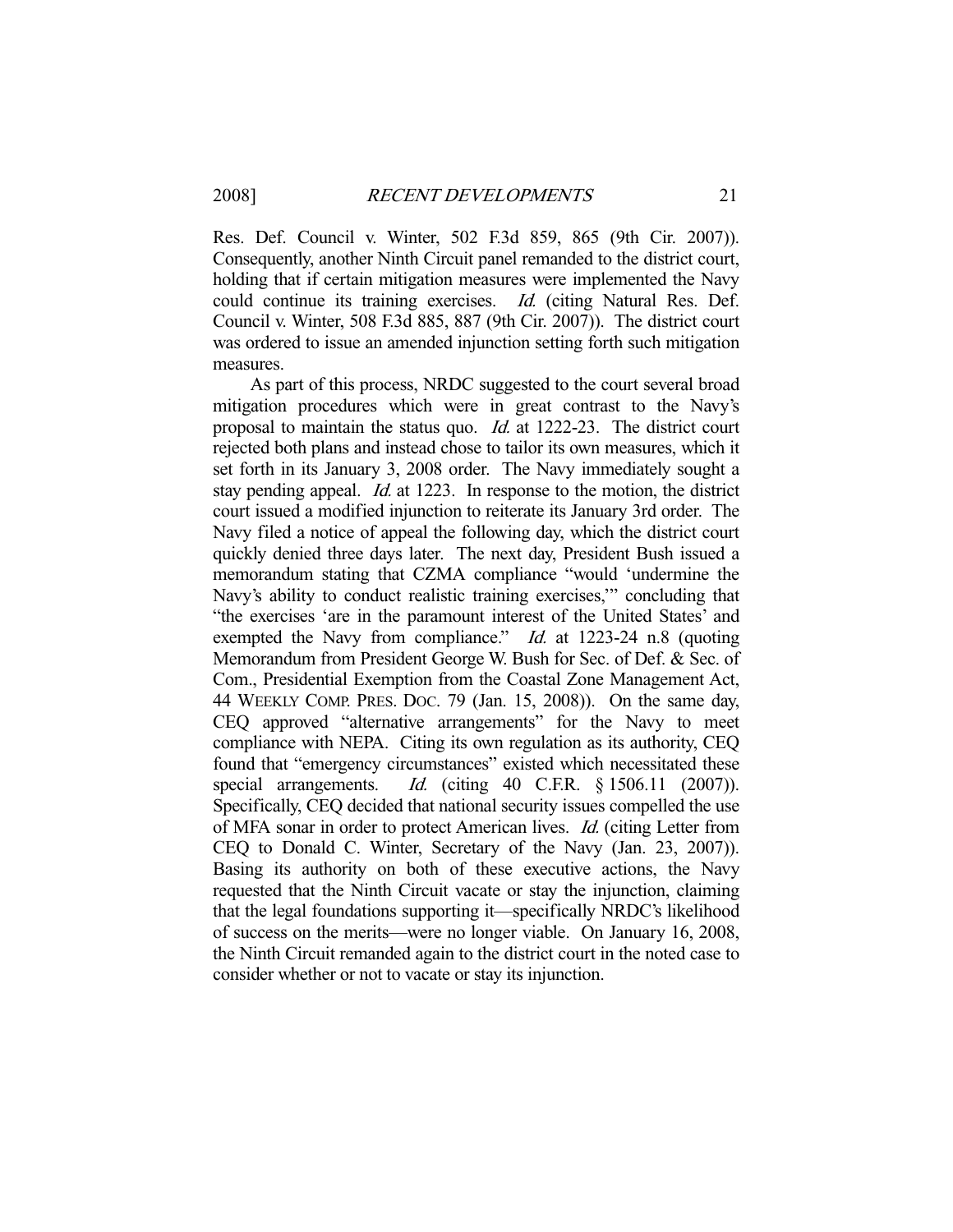Res. Def. Council v. Winter, 502 F.3d 859, 865 (9th Cir. 2007)). Consequently, another Ninth Circuit panel remanded to the district court, holding that if certain mitigation measures were implemented the Navy could continue its training exercises. *Id.* (citing Natural Res. Def. Council v. Winter, 508 F.3d 885, 887 (9th Cir. 2007)). The district court was ordered to issue an amended injunction setting forth such mitigation measures.

As part of this process, NRDC suggested to the court several broad mitigation procedures which were in great contrast to the Navy's proposal to maintain the status quo. *Id.* at 1222-23. The district court rejected both plans and instead chose to tailor its own measures, which it set forth in its January 3, 2008 order. The Navy immediately sought a stay pending appeal. *Id.* at 1223. In response to the motion, the district court issued a modified injunction to reiterate its January 3rd order. The Navy filed a notice of appeal the following day, which the district court quickly denied three days later. The next day, President Bush issued a memorandum stating that CZMA compliance "would 'undermine the Navy's ability to conduct realistic training exercises,'" concluding that "the exercises 'are in the paramount interest of the United States' and exempted the Navy from compliance." *Id.* at 1223-24 n.8 (quoting Memorandum from President George W. Bush for Sec. of Def. & Sec. of Com., Presidential Exemption from the Coastal Zone Management Act, 44 WEEKLY COMP. PRES. DOC. 79 (Jan. 15, 2008)). On the same day, CEQ approved "alternative arrangements" for the Navy to meet compliance with NEPA. Citing its own regulation as its authority, CEQ found that "emergency circumstances" existed which necessitated these special arrangements. *Id.* (citing 40 C.F.R. § 1506.11 (2007)). Specifically, CEQ decided that national security issues compelled the use of MFA sonar in order to protect American lives. *Id.* (citing Letter from CEQ to Donald C. Winter, Secretary of the Navy (Jan. 23, 2007)). Basing its authority on both of these executive actions, the Navy requested that the Ninth Circuit vacate or stay the injunction, claiming that the legal foundations supporting it—specifically NRDC's likelihood of success on the merits—were no longer viable. On January 16, 2008, the Ninth Circuit remanded again to the district court in the noted case to consider whether or not to vacate or stay its injunction.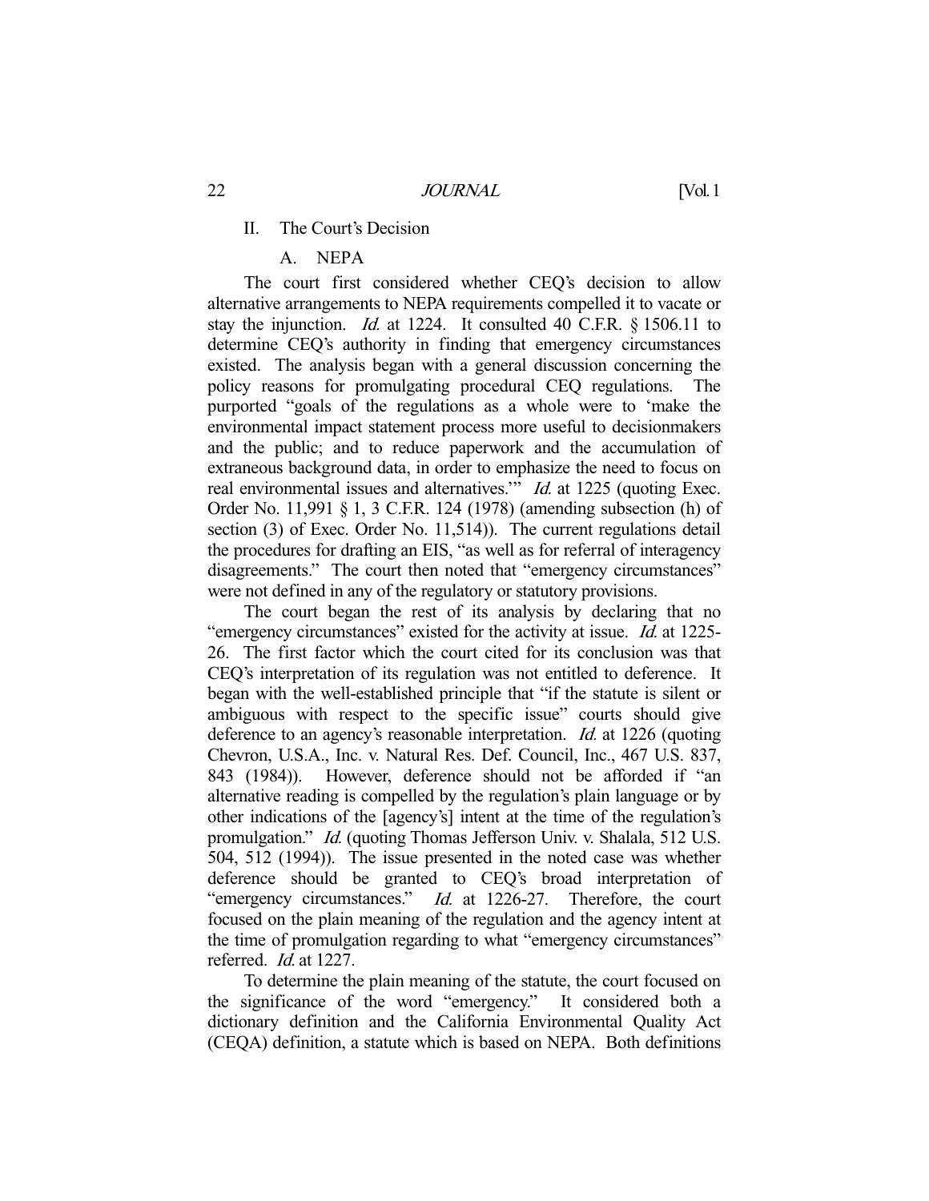## II. The Court's Decision

### A. NEPA

The court first considered whether CEQ's decision to allow alternative arrangements to NEPA requirements compelled it to vacate or stay the injunction. *Id.* at 1224. It consulted 40 C.F.R. § 1506.11 to determine CEQ's authority in finding that emergency circumstances existed. The analysis began with a general discussion concerning the policy reasons for promulgating procedural CEQ regulations. The purported "goals of the regulations as a whole were to 'make the environmental impact statement process more useful to decisionmakers and the public; and to reduce paperwork and the accumulation of extraneous background data, in order to emphasize the need to focus on real environmental issues and alternatives.'" *Id.* at 1225 (quoting Exec. Order No. 11,991 § 1, 3 C.F.R. 124 (1978) (amending subsection (h) of section (3) of Exec. Order No. 11,514)). The current regulations detail the procedures for drafting an EIS, "as well as for referral of interagency disagreements." The court then noted that "emergency circumstances" were not defined in any of the regulatory or statutory provisions.

The court began the rest of its analysis by declaring that no "emergency circumstances" existed for the activity at issue. *Id.* at 1225-26. The first factor which the court cited for its conclusion was that CEQ's interpretation of its regulation was not entitled to deference. It began with the well-established principle that "if the statute is silent or ambiguous with respect to the specific issue" courts should give deference to an agency's reasonable interpretation. *Id.* at 1226 (quoting Chevron, U.S.A., Inc. v. Natural Res. Def. Council, Inc., 467 U.S. 837, 843 (1984)). However, deference should not be afforded if "an alternative reading is compelled by the regulation's plain language or by other indications of the [agency's] intent at the time of the regulation's promulgation." *Id.* (quoting Thomas Jefferson Univ. v. Shalala, 512 U.S. 504, 512 (1994)). The issue presented in the noted case was whether deference should be granted to CEQ's broad interpretation of "emergency circumstances." *Id.* at 1226-27. Therefore, the court focused on the plain meaning of the regulation and the agency intent at the time of promulgation regarding to what "emergency circumstances" referred. *Id.* at 1227.

To determine the plain meaning of the statute, the court focused on the significance of the word "emergency." It considered both a dictionary definition and the California Environmental Quality Act (CEQA) definition, a statute which is based on NEPA. Both definitions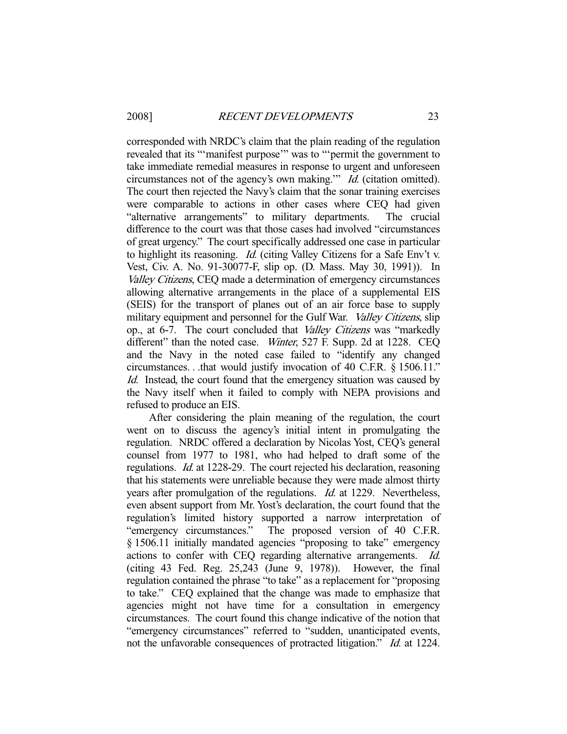corresponded with NRDC's claim that the plain reading of the regulation revealed that its "'manifest purpose'" was to "'permit the government to take immediate remedial measures in response to urgent and unforeseen circumstances not of the agency's own making.'" *Id.* (citation omitted). The court then rejected the Navy's claim that the sonar training exercises were comparable to actions in other cases where CEQ had given "alternative arrangements" to military departments. The crucial difference to the court was that those cases had involved "circumstances of great urgency." The court specifically addressed one case in particular to highlight its reasoning. *Id.* (citing Valley Citizens for a Safe Env't v. Vest, Civ. A. No. 91-30077-F, slip op. (D. Mass. May 30, 1991)). In *Valley Citizens*, CEQ made a determination of emergency circumstances allowing alternative arrangements in the place of a supplemental EIS (SEIS) for the transport of planes out of an air force base to supply military equipment and personnel for the Gulf War. *Valley Citizens*, slip op., at 6-7. The court concluded that *Valley Citizens* was "markedly different" than the noted case. *Winter*, 527 F. Supp. 2d at 1228. CEQ and the Navy in the noted case failed to "identify any changed circumstances. . .that would justify invocation of 40 C.F.R. § 1506.11." *Id.* Instead, the court found that the emergency situation was caused by the Navy itself when it failed to comply with NEPA provisions and refused to produce an EIS.

After considering the plain meaning of the regulation, the court went on to discuss the agency's initial intent in promulgating the regulation. NRDC offered a declaration by Nicolas Yost, CEQ's general counsel from 1977 to 1981, who had helped to draft some of the regulations. *Id.* at 1228-29. The court rejected his declaration, reasoning that his statements were unreliable because they were made almost thirty years after promulgation of the regulations. *Id.* at 1229. Nevertheless, even absent support from Mr. Yost's declaration, the court found that the regulation's limited history supported a narrow interpretation of "emergency circumstances." The proposed version of 40 C.F.R. § 1506.11 initially mandated agencies "proposing to take" emergency actions to confer with CEQ regarding alternative arrangements. *Id.* (citing 43 Fed. Reg. 25,243 (June 9, 1978)). However, the final regulation contained the phrase "to take" as a replacement for "proposing to take." CEQ explained that the change was made to emphasize that agencies might not have time for a consultation in emergency circumstances. The court found this change indicative of the notion that "emergency circumstances" referred to "sudden, unanticipated events, not the unfavorable consequences of protracted litigation." *Id.* at 1224.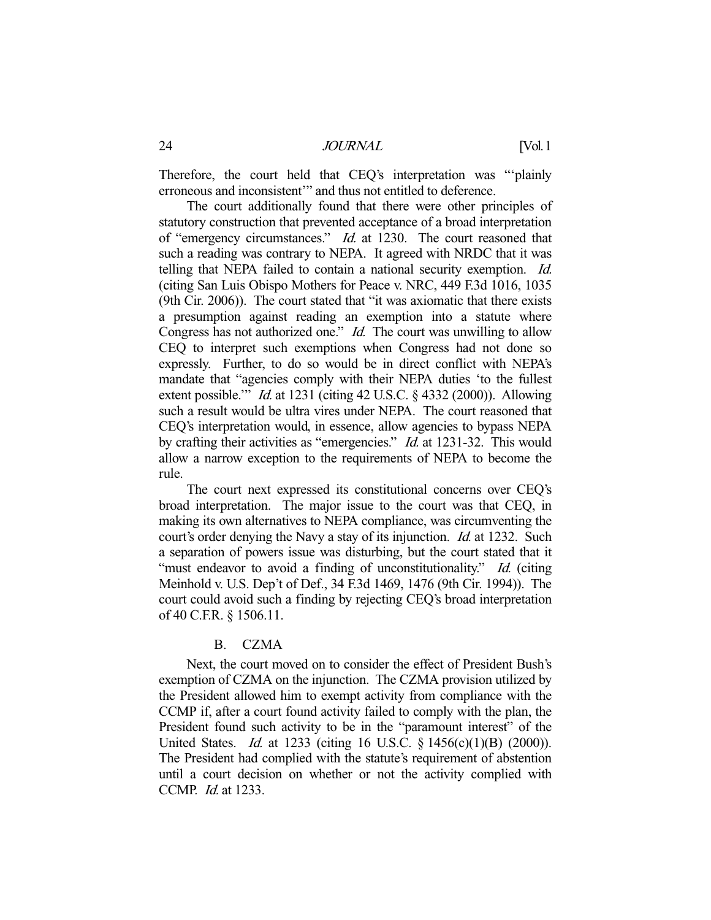Therefore, the court held that CEQ's interpretation was "'plainly erroneous and inconsistent'" and thus not entitled to deference.

The court additionally found that there were other principles of statutory construction that prevented acceptance of a broad interpretation of "emergency circumstances." *Id.* at 1230. The court reasoned that such a reading was contrary to NEPA. It agreed with NRDC that it was telling that NEPA failed to contain a national security exemption. *Id.* (citing San Luis Obispo Mothers for Peace v. NRC, 449 F.3d 1016, 1035 (9th Cir. 2006)). The court stated that "it was axiomatic that there exists a presumption against reading an exemption into a statute where Congress has not authorized one." *Id.* The court was unwilling to allow CEQ to interpret such exemptions when Congress had not done so expressly. Further, to do so would be in direct conflict with NEPA's mandate that "agencies comply with their NEPA duties 'to the fullest extent possible.'" *Id.* at 1231 (citing 42 U.S.C. § 4332 (2000)). Allowing such a result would be ultra vires under NEPA. The court reasoned that CEQ's interpretation would, in essence, allow agencies to bypass NEPA by crafting their activities as "emergencies." *Id.* at 1231-32. This would allow a narrow exception to the requirements of NEPA to become the rule.

The court next expressed its constitutional concerns over CEQ's broad interpretation. The major issue to the court was that CEQ, in making its own alternatives to NEPA compliance, was circumventing the court's order denying the Navy a stay of its injunction. *Id.* at 1232. Such a separation of powers issue was disturbing, but the court stated that it "must endeavor to avoid a finding of unconstitutionality." *Id.* (citing Meinhold v. U.S. Dep't of Def., 34 F.3d 1469, 1476 (9th Cir. 1994)). The court could avoid such a finding by rejecting CEQ's broad interpretation of 40 C.F.R. § 1506.11.

### B. CZMA

Next, the court moved on to consider the effect of President Bush's exemption of CZMA on the injunction. The CZMA provision utilized by the President allowed him to exempt activity from compliance with the CCMP if, after a court found activity failed to comply with the plan, the President found such activity to be in the "paramount interest" of the United States. *Id.* at 1233 (citing 16 U.S.C. § 1456(c)(1)(B) (2000)). The President had complied with the statute's requirement of abstention until a court decision on whether or not the activity complied with CCMP. *Id.* at 1233.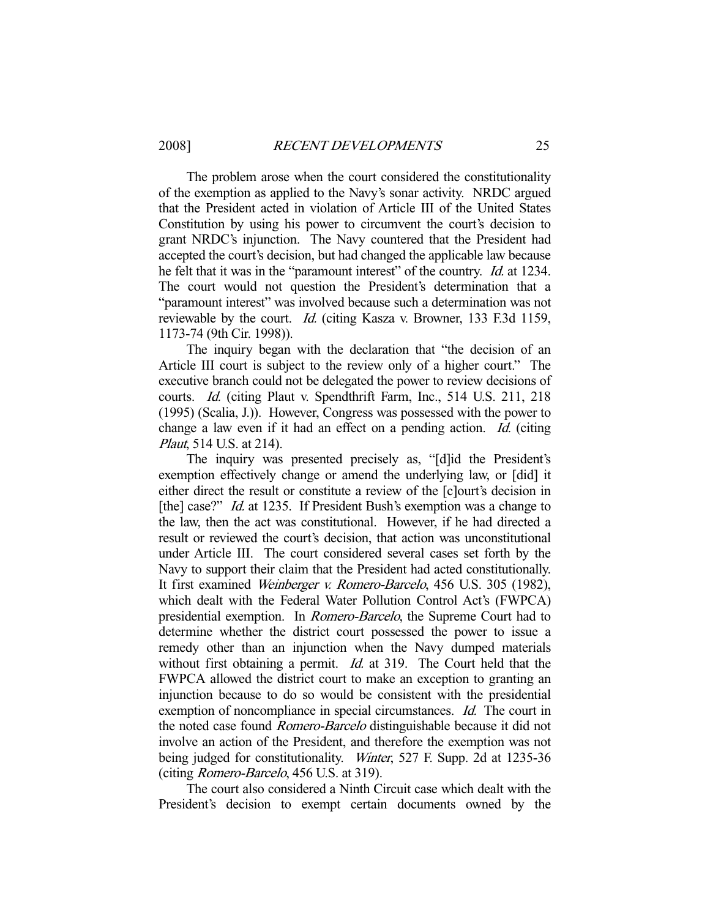The problem arose when the court considered the constitutionality of the exemption as applied to the Navy's sonar activity. NRDC argued that the President acted in violation of Article III of the United States Constitution by using his power to circumvent the court's decision to grant NRDC's injunction. The Navy countered that the President had accepted the court's decision, but had changed the applicable law because he felt that it was in the "paramount interest" of the country. *Id.* at 1234. The court would not question the President's determination that a "paramount interest" was involved because such a determination was not reviewable by the court. *Id.* (citing Kasza v. Browner, 133 F.3d 1159, 1173-74 (9th Cir. 1998)).

The inquiry began with the declaration that "the decision of an Article III court is subject to the review only of a higher court." The executive branch could not be delegated the power to review decisions of courts. *Id.* (citing Plaut v. Spendthrift Farm, Inc., 514 U.S. 211, 218 (1995) (Scalia, J.)). However, Congress was possessed with the power to change a law even if it had an effect on a pending action. *Id.* (citing *Plaut*, 514 U.S. at 214).

The inquiry was presented precisely as, "[d]id the President's exemption effectively change or amend the underlying law, or [did] it either direct the result or constitute a review of the [c]ourt's decision in [the] case?" *Id.* at 1235. If President Bush's exemption was a change to the law, then the act was constitutional. However, if he had directed a result or reviewed the court's decision, that action was unconstitutional under Article III. The court considered several cases set forth by the Navy to support their claim that the President had acted constitutionally. It first examined *Weinberger v. Romero-Barcelo*, 456 U.S. 305 (1982), which dealt with the Federal Water Pollution Control Act's (FWPCA) presidential exemption. In *Romero-Barcelo*, the Supreme Court had to determine whether the district court possessed the power to issue a remedy other than an injunction when the Navy dumped materials without first obtaining a permit. *Id.* at 319. The Court held that the FWPCA allowed the district court to make an exception to granting an injunction because to do so would be consistent with the presidential exemption of noncompliance in special circumstances. *Id.* The court in the noted case found *Romero-Barcelo* distinguishable because it did not involve an action of the President, and therefore the exemption was not being judged for constitutionality. *Winter*, 527 F. Supp. 2d at 1235-36 (citing *Romero-Barcelo*, 456 U.S. at 319).

The court also considered a Ninth Circuit case which dealt with the President's decision to exempt certain documents owned by the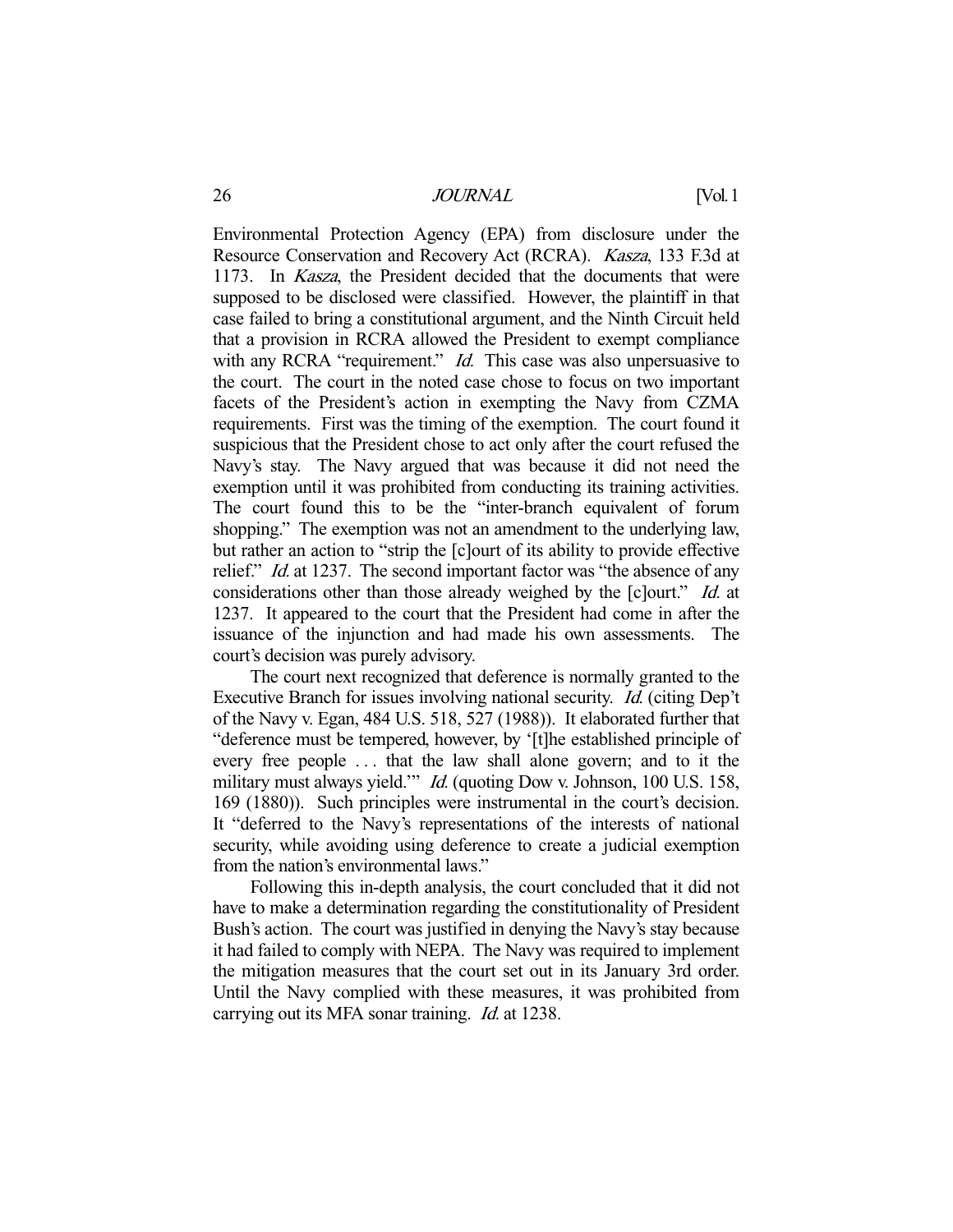Environmental Protection Agency (EPA) from disclosure under the Resource Conservation and Recovery Act (RCRA). *Kasza*, 133 F.3d at 1173. In *Kasza*, the President decided that the documents that were supposed to be disclosed were classified. However, the plaintiff in that case failed to bring a constitutional argument, and the Ninth Circuit held that a provision in RCRA allowed the President to exempt compliance with any RCRA "requirement." *Id.* This case was also unpersuasive to the court. The court in the noted case chose to focus on two important facets of the President's action in exempting the Navy from CZMA requirements. First was the timing of the exemption. The court found it suspicious that the President chose to act only after the court refused the Navy's stay. The Navy argued that was because it did not need the exemption until it was prohibited from conducting its training activities. The court found this to be the "inter-branch equivalent of forum shopping." The exemption was not an amendment to the underlying law, but rather an action to "strip the [c]ourt of its ability to provide effective relief." *Id.* at 1237. The second important factor was "the absence of any considerations other than those already weighed by the [c]ourt." *Id.* at 1237. It appeared to the court that the President had come in after the issuance of the injunction and had made his own assessments. The court's decision was purely advisory.

The court next recognized that deference is normally granted to the Executive Branch for issues involving national security. *Id.* (citing Dep't of the Navy v. Egan, 484 U.S. 518, 527 (1988)). It elaborated further that "deference must be tempered, however, by '[t]he established principle of every free people . . . that the law shall alone govern; and to it the military must always yield.'" *Id.* (quoting Dow v. Johnson, 100 U.S. 158, 169 (1880)). Such principles were instrumental in the court's decision. It "deferred to the Navy's representations of the interests of national security, while avoiding using deference to create a judicial exemption from the nation's environmental laws."

Following this in-depth analysis, the court concluded that it did not have to make a determination regarding the constitutionality of President Bush's action. The court was justified in denying the Navy's stay because it had failed to comply with NEPA. The Navy was required to implement the mitigation measures that the court set out in its January 3rd order. Until the Navy complied with these measures, it was prohibited from carrying out its MFA sonar training. *Id.* at 1238.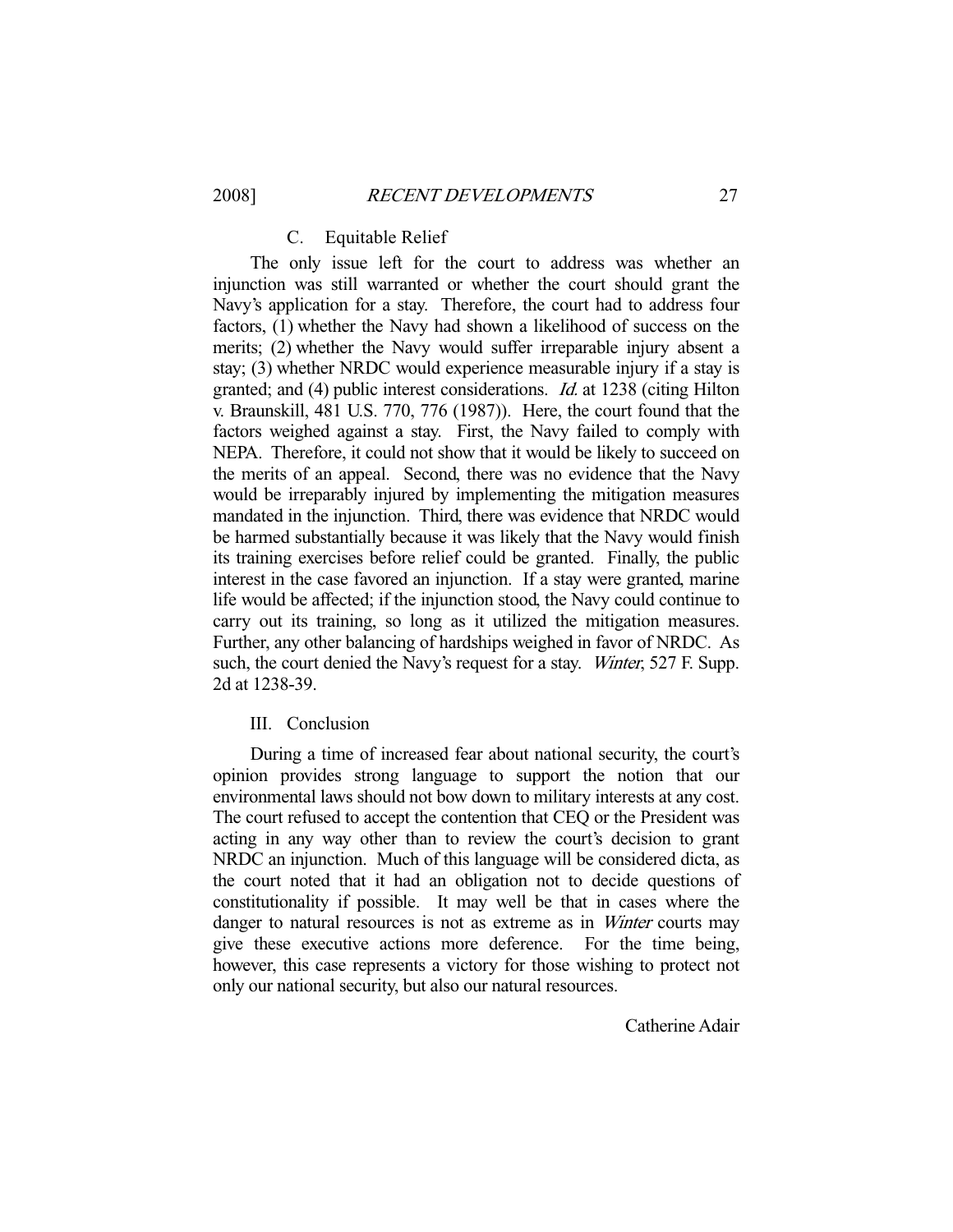### C. Equitable Relief

The only issue left for the court to address was whether an injunction was still warranted or whether the court should grant the Navy's application for a stay. Therefore, the court had to address four factors, (1) whether the Navy had shown a likelihood of success on the merits; (2) whether the Navy would suffer irreparable injury absent a stay; (3) whether NRDC would experience measurable injury if a stay is granted; and (4) public interest considerations. *Id.* at 1238 (citing Hilton v. Braunskill, 481 U.S. 770, 776 (1987)). Here, the court found that the factors weighed against a stay. First, the Navy failed to comply with NEPA. Therefore, it could not show that it would be likely to succeed on the merits of an appeal. Second, there was no evidence that the Navy would be irreparably injured by implementing the mitigation measures mandated in the injunction. Third, there was evidence that NRDC would be harmed substantially because it was likely that the Navy would finish its training exercises before relief could be granted. Finally, the public interest in the case favored an injunction. If a stay were granted, marine life would be affected; if the injunction stood, the Navy could continue to carry out its training, so long as it utilized the mitigation measures. Further, any other balancing of hardships weighed in favor of NRDC. As such, the court denied the Navy's request for a stay. *Winter*, 527 F. Supp. 2d at 1238-39.

## III. Conclusion

During a time of increased fear about national security, the court's opinion provides strong language to support the notion that our environmental laws should not bow down to military interests at any cost. The court refused to accept the contention that CEQ or the President was acting in any way other than to review the court's decision to grant NRDC an injunction. Much of this language will be considered dicta, as the court noted that it had an obligation not to decide questions of constitutionality if possible. It may well be that in cases where the danger to natural resources is not as extreme as in *Winter* courts may give these executive actions more deference. For the time being, however, this case represents a victory for those wishing to protect not only our national security, but also our natural resources.

Catherine Adair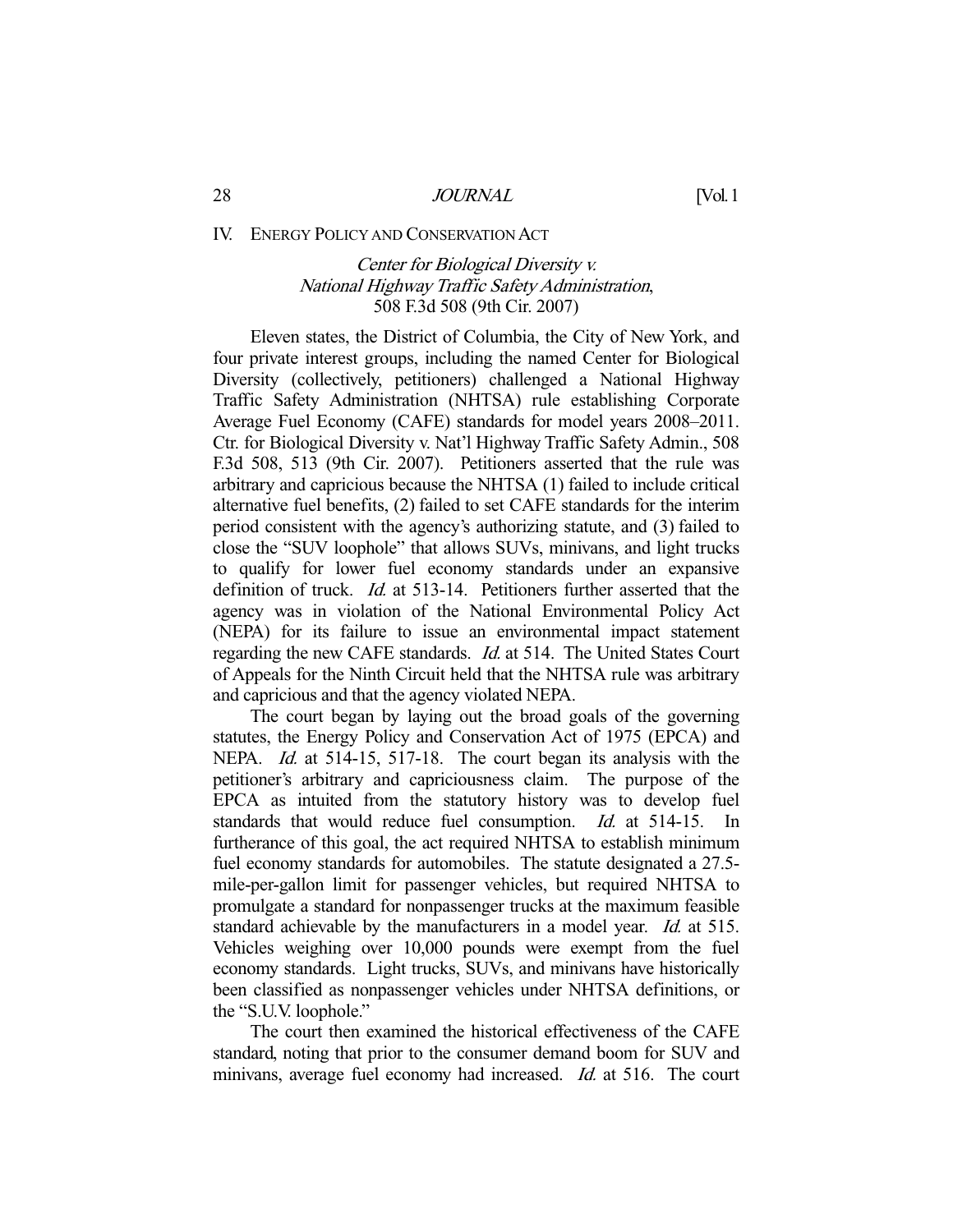## IV. ENERGY POLICY AND CONSERVATION ACT

### *Center for Biological Diversity v. National Highway Traffic Safety Administration*, 508 F.3d 508 (9th Cir. 2007)

Eleven states, the District of Columbia, the City of New York, and four private interest groups, including the named Center for Biological Diversity (collectively, petitioners) challenged a National Highway Traffic Safety Administration (NHTSA) rule establishing Corporate Average Fuel Economy (CAFE) standards for model years 2008–2011. Ctr. for Biological Diversity v. Nat'l Highway Traffic Safety Admin., 508 F.3d 508, 513 (9th Cir. 2007). Petitioners asserted that the rule was arbitrary and capricious because the NHTSA (1) failed to include critical alternative fuel benefits, (2) failed to set CAFE standards for the interim period consistent with the agency's authorizing statute, and (3) failed to close the "SUV loophole" that allows SUVs, minivans, and light trucks to qualify for lower fuel economy standards under an expansive definition of truck. *Id.* at 513-14. Petitioners further asserted that the agency was in violation of the National Environmental Policy Act (NEPA) for its failure to issue an environmental impact statement regarding the new CAFE standards. *Id.* at 514. The United States Court of Appeals for the Ninth Circuit held that the NHTSA rule was arbitrary and capricious and that the agency violated NEPA.

The court began by laying out the broad goals of the governing statutes, the Energy Policy and Conservation Act of 1975 (EPCA) and NEPA. *Id.* at 514-15, 517-18. The court began its analysis with the petitioner's arbitrary and capriciousness claim. The purpose of the EPCA as intuited from the statutory history was to develop fuel standards that would reduce fuel consumption. *Id.* at 514-15. In furtherance of this goal, the act required NHTSA to establish minimum fuel economy standards for automobiles. The statute designated a 27.5-mile-per-gallon limit for passenger vehicles, but required NHTSA to promulgate a standard for nonpassenger trucks at the maximum feasible standard achievable by the manufacturers in a model year. *Id.* at 515. Vehicles weighing over 10,000 pounds were exempt from the fuel economy standards. Light trucks, SUVs, and minivans have historically been classified as nonpassenger vehicles under NHTSA definitions, or the "S.U.V. loophole."

The court then examined the historical effectiveness of the CAFE standard, noting that prior to the consumer demand boom for SUV and minivans, average fuel economy had increased. *Id.* at 516. The court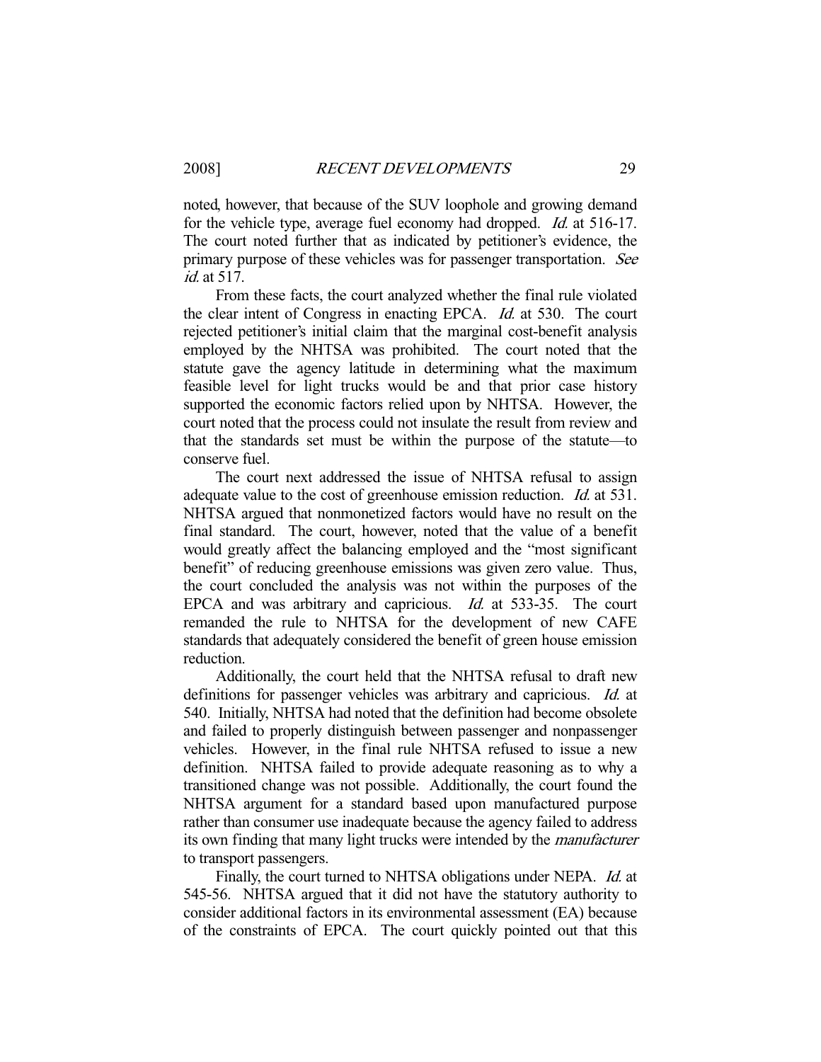noted, however, that because of the SUV loophole and growing demand for the vehicle type, average fuel economy had dropped. *Id.* at 516-17. The court noted further that as indicated by petitioner's evidence, the primary purpose of these vehicles was for passenger transportation. *See id.* at 517.

From these facts, the court analyzed whether the final rule violated the clear intent of Congress in enacting EPCA. *Id.* at 530. The court rejected petitioner's initial claim that the marginal cost-benefit analysis employed by the NHTSA was prohibited. The court noted that the statute gave the agency latitude in determining what the maximum feasible level for light trucks would be and that prior case history supported the economic factors relied upon by NHTSA. However, the court noted that the process could not insulate the result from review and that the standards set must be within the purpose of the statute—to conserve fuel.

The court next addressed the issue of NHTSA refusal to assign adequate value to the cost of greenhouse emission reduction. *Id.* at 531. NHTSA argued that nonmonetized factors would have no result on the final standard. The court, however, noted that the value of a benefit would greatly affect the balancing employed and the "most significant benefit" of reducing greenhouse emissions was given zero value. Thus, the court concluded the analysis was not within the purposes of the EPCA and was arbitrary and capricious. *Id.* at 533-35. The court remanded the rule to NHTSA for the development of new CAFE standards that adequately considered the benefit of green house emission reduction.

Additionally, the court held that the NHTSA refusal to draft new definitions for passenger vehicles was arbitrary and capricious. *Id.* at 540. Initially, NHTSA had noted that the definition had become obsolete and failed to properly distinguish between passenger and nonpassenger vehicles. However, in the final rule NHTSA refused to issue a new definition. NHTSA failed to provide adequate reasoning as to why a transitioned change was not possible. Additionally, the court found the NHTSA argument for a standard based upon manufactured purpose rather than consumer use inadequate because the agency failed to address its own finding that many light trucks were intended by the *manufacturer* to transport passengers.

Finally, the court turned to NHTSA obligations under NEPA. *Id.* at 545-56. NHTSA argued that it did not have the statutory authority to consider additional factors in its environmental assessment (EA) because of the constraints of EPCA. The court quickly pointed out that this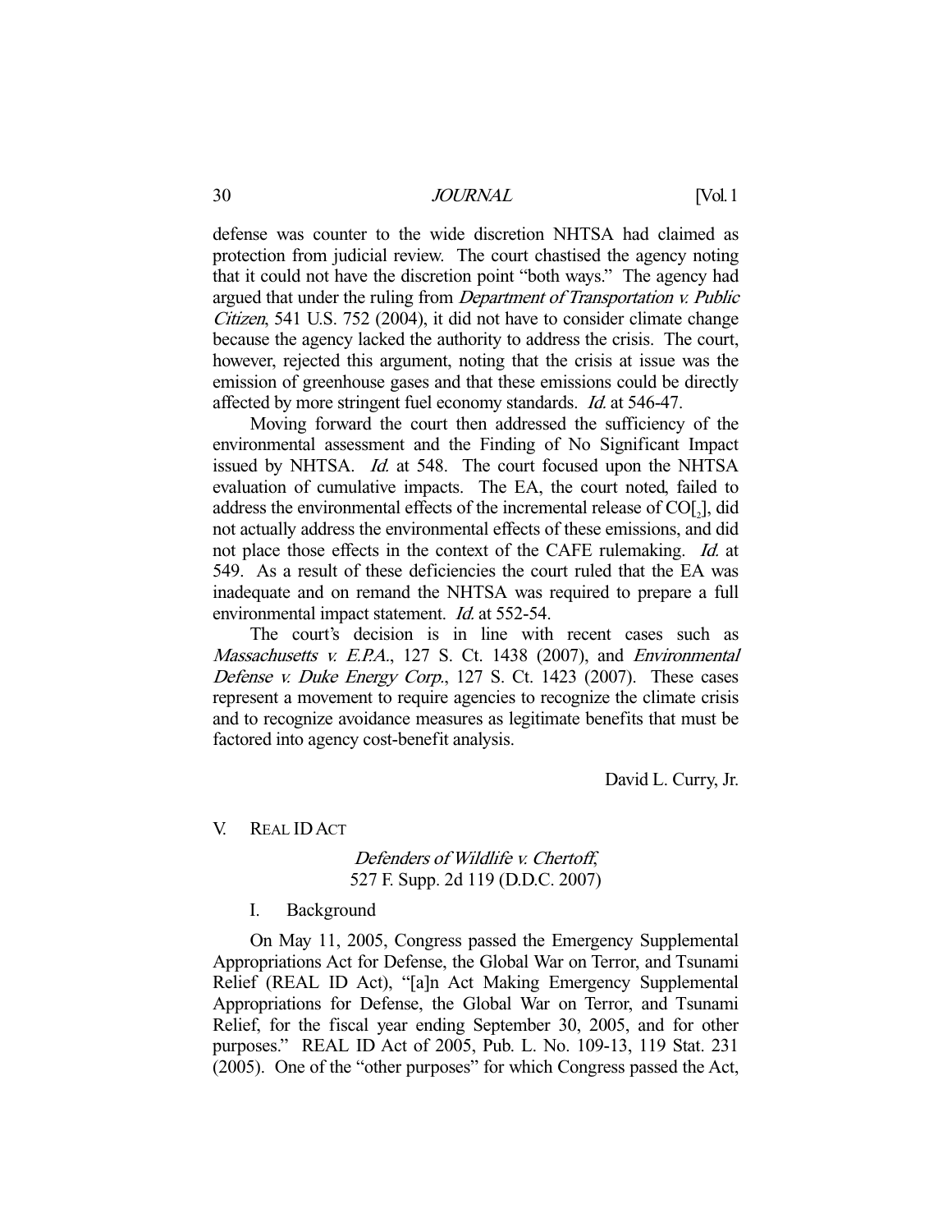defense was counter to the wide discretion NHTSA had claimed as protection from judicial review. The court chastised the agency noting that it could not have the discretion point "both ways." The agency had argued that under the ruling from *Department of Transportation v. Public Citizen*, 541 U.S. 752 (2004), it did not have to consider climate change because the agency lacked the authority to address the crisis. The court, however, rejected this argument, noting that the crisis at issue was the emission of greenhouse gases and that these emissions could be directly affected by more stringent fuel economy standards. *Id.* at 546-47.

Moving forward the court then addressed the sufficiency of the environmental assessment and the Finding of No Significant Impact issued by NHTSA. *Id.* at 548. The court focused upon the NHTSA evaluation of cumulative impacts. The EA, the court noted, failed to address the environmental effects of the incremental release of $CO_2$, did not actually address the environmental effects of these emissions, and did not place those effects in the context of the CAFE rulemaking. *Id.* at 549. As a result of these deficiencies the court ruled that the EA was inadequate and on remand the NHTSA was required to prepare a full environmental impact statement. *Id.* at 552-54.

The court's decision is in line with recent cases such as *Massachusetts v. E.P.A.*, 127 S. Ct. 1438 (2007), and *Environmental Defense v. Duke Energy Corp.*, 127 S. Ct. 1423 (2007). These cases represent a movement to require agencies to recognize the climate crisis and to recognize avoidance measures as legitimate benefits that must be factored into agency cost-benefit analysis.

David L. Curry, Jr.

## V. REAL ID ACT

*Defenders of Wildlife v. Chertoff*,
527 F. Supp. 2d 119 (D.D.C. 2007)

### I. Background

On May 11, 2005, Congress passed the Emergency Supplemental Appropriations Act for Defense, the Global War on Terror, and Tsunami Relief (REAL ID Act), "[a]n Act Making Emergency Supplemental Appropriations for Defense, the Global War on Terror, and Tsunami Relief, for the fiscal year ending September 30, 2005, and for other purposes." REAL ID Act of 2005, Pub. L. No. 109-13, 119 Stat. 231 (2005). One of the "other purposes" for which Congress passed the Act,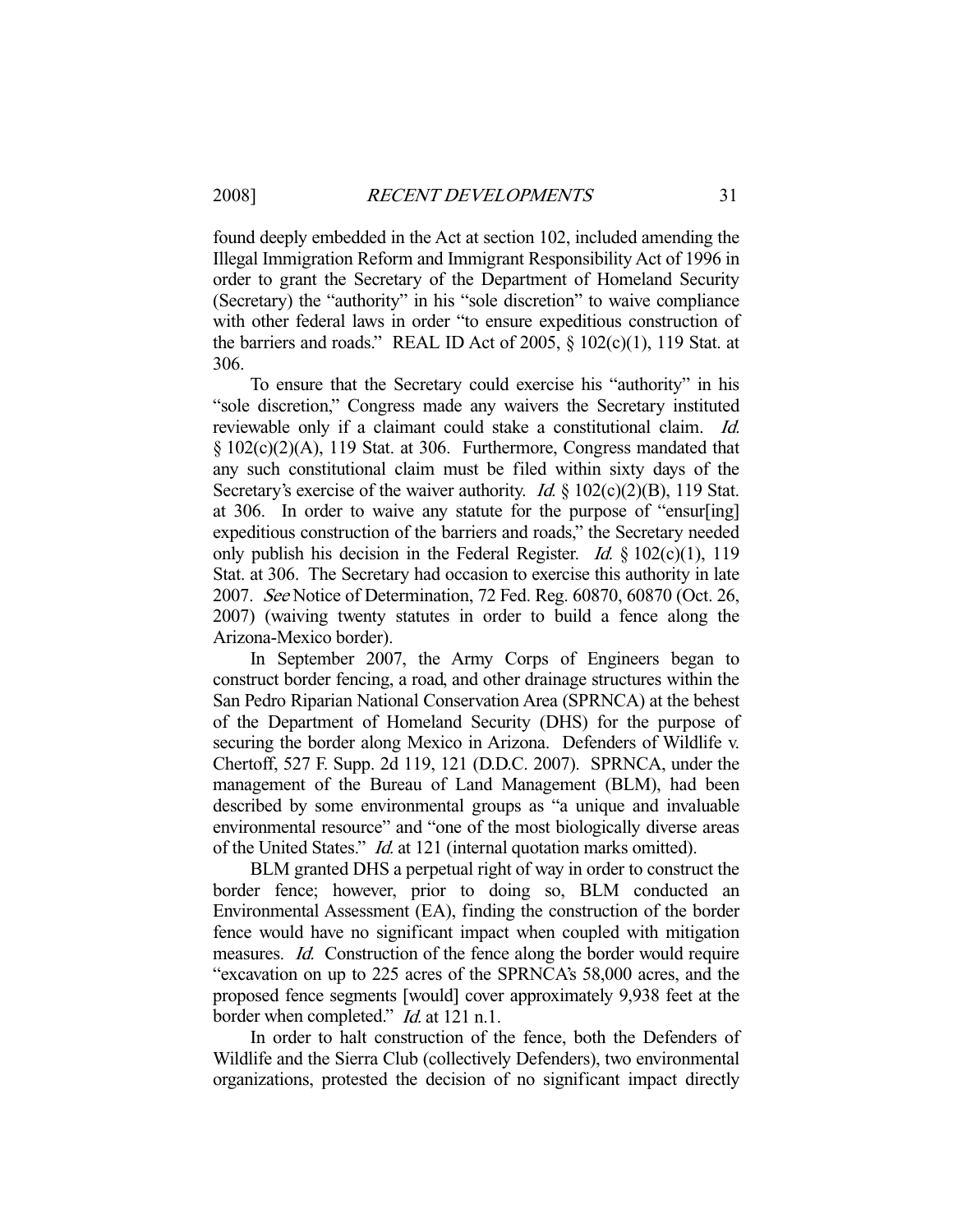found deeply embedded in the Act at section 102, included amending the Illegal Immigration Reform and Immigrant Responsibility Act of 1996 in order to grant the Secretary of the Department of Homeland Security (Secretary) the "authority" in his "sole discretion" to waive compliance with other federal laws in order "to ensure expeditious construction of the barriers and roads." REAL ID Act of 2005, § 102(c)(1), 119 Stat. at 306.

To ensure that the Secretary could exercise his "authority" in his "sole discretion," Congress made any waivers the Secretary instituted reviewable only if a claimant could stake a constitutional claim. *Id.* § 102(c)(2)(A), 119 Stat. at 306. Furthermore, Congress mandated that any such constitutional claim must be filed within sixty days of the Secretary's exercise of the waiver authority. *Id.* § 102(c)(2)(B), 119 Stat. at 306. In order to waive any statute for the purpose of "ensur[ing] expeditious construction of the barriers and roads," the Secretary needed only publish his decision in the Federal Register. *Id.* § 102(c)(1), 119 Stat. at 306. The Secretary had occasion to exercise this authority in late 2007. *See* Notice of Determination, 72 Fed. Reg. 60870, 60870 (Oct. 26, 2007) (waiving twenty statutes in order to build a fence along the Arizona-Mexico border).

In September 2007, the Army Corps of Engineers began to construct border fencing, a road, and other drainage structures within the San Pedro Riparian National Conservation Area (SPRNCA) at the behest of the Department of Homeland Security (DHS) for the purpose of securing the border along Mexico in Arizona. Defenders of Wildlife v. Chertoff, 527 F. Supp. 2d 119, 121 (D.D.C. 2007). SPRNCA, under the management of the Bureau of Land Management (BLM), had been described by some environmental groups as "a unique and invaluable environmental resource" and "one of the most biologically diverse areas of the United States." *Id.* at 121 (internal quotation marks omitted).

BLM granted DHS a perpetual right of way in order to construct the border fence; however, prior to doing so, BLM conducted an Environmental Assessment (EA), finding the construction of the border fence would have no significant impact when coupled with mitigation measures. *Id.* Construction of the fence along the border would require "excavation on up to 225 acres of the SPRNCA's 58,000 acres, and the proposed fence segments [would] cover approximately 9,938 feet at the border when completed." *Id.* at 121 n.1.

In order to halt construction of the fence, both the Defenders of Wildlife and the Sierra Club (collectively Defenders), two environmental organizations, protested the decision of no significant impact directly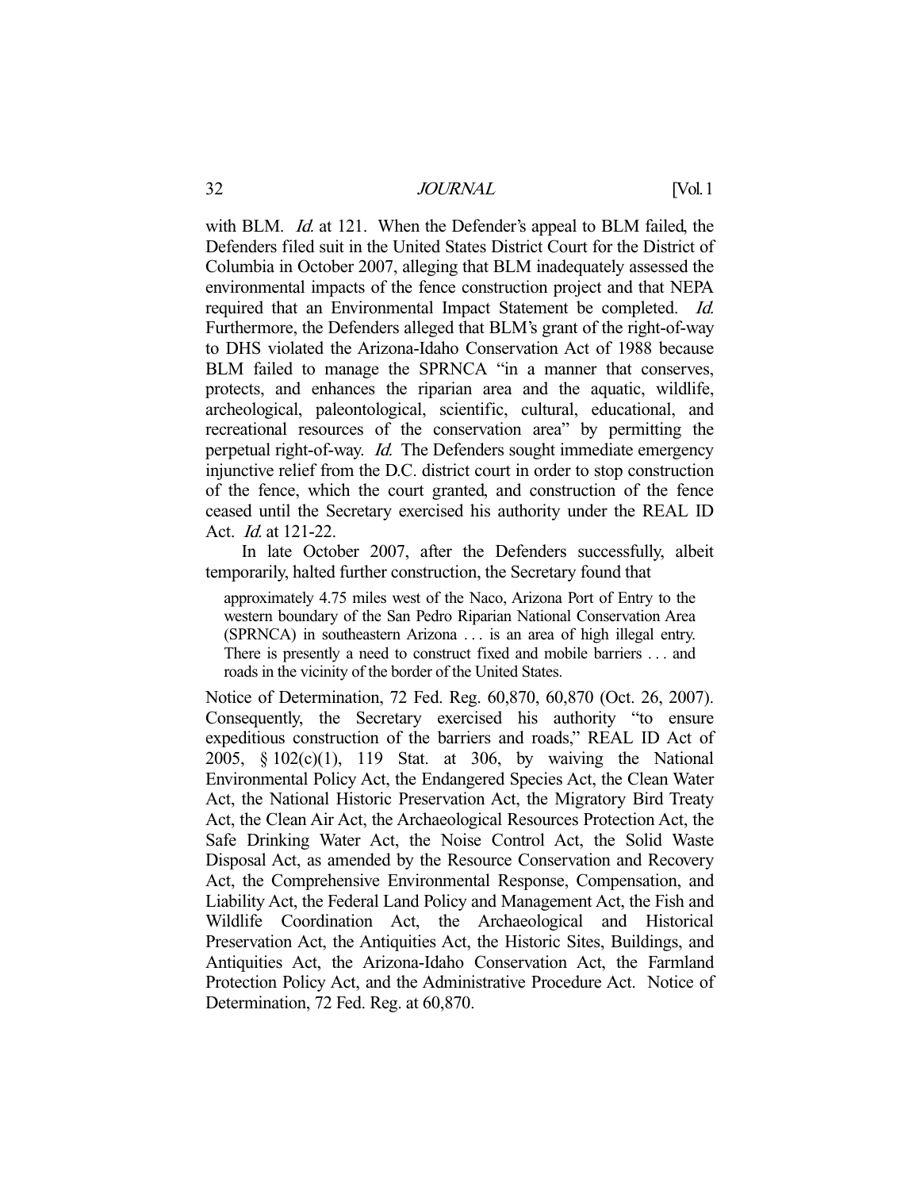with BLM. *Id.* at 121. When the Defender's appeal to BLM failed, the Defenders filed suit in the United States District Court for the District of Columbia in October 2007, alleging that BLM inadequately assessed the environmental impacts of the fence construction project and that NEPA required that an Environmental Impact Statement be completed. *Id.* Furthermore, the Defenders alleged that BLM's grant of the right-of-way to DHS violated the Arizona-Idaho Conservation Act of 1988 because BLM failed to manage the SPRNCA "in a manner that conserves, protects, and enhances the riparian area and the aquatic, wildlife, archeological, paleontological, scientific, cultural, educational, and recreational resources of the conservation area" by permitting the perpetual right-of-way. *Id.* The Defenders sought immediate emergency injunctive relief from the D.C. district court in order to stop construction of the fence, which the court granted, and construction of the fence ceased until the Secretary exercised his authority under the REAL ID Act. *Id.* at 121-22.

In late October 2007, after the Defenders successfully, albeit temporarily, halted further construction, the Secretary found that

> approximately 4.75 miles west of the Naco, Arizona Port of Entry to the western boundary of the San Pedro Riparian National Conservation Area (SPRNCA) in southeastern Arizona . . . is an area of high illegal entry. There is presently a need to construct fixed and mobile barriers . . . and roads in the vicinity of the border of the United States.

Notice of Determination, 72 Fed. Reg. 60,870, 60,870 (Oct. 26, 2007). Consequently, the Secretary exercised his authority "to ensure expeditious construction of the barriers and roads," REAL ID Act of 2005, § 102(c)(1), 119 Stat. at 306, by waiving the National Environmental Policy Act, the Endangered Species Act, the Clean Water Act, the National Historic Preservation Act, the Migratory Bird Treaty Act, the Clean Air Act, the Archaeological Resources Protection Act, the Safe Drinking Water Act, the Noise Control Act, the Solid Waste Disposal Act, as amended by the Resource Conservation and Recovery Act, the Comprehensive Environmental Response, Compensation, and Liability Act, the Federal Land Policy and Management Act, the Fish and Wildlife Coordination Act, the Archaeological and Historical Preservation Act, the Antiquities Act, the Historic Sites, Buildings, and Antiquities Act, the Arizona-Idaho Conservation Act, the Farmland Protection Policy Act, and the Administrative Procedure Act. Notice of Determination, 72 Fed. Reg. at 60,870.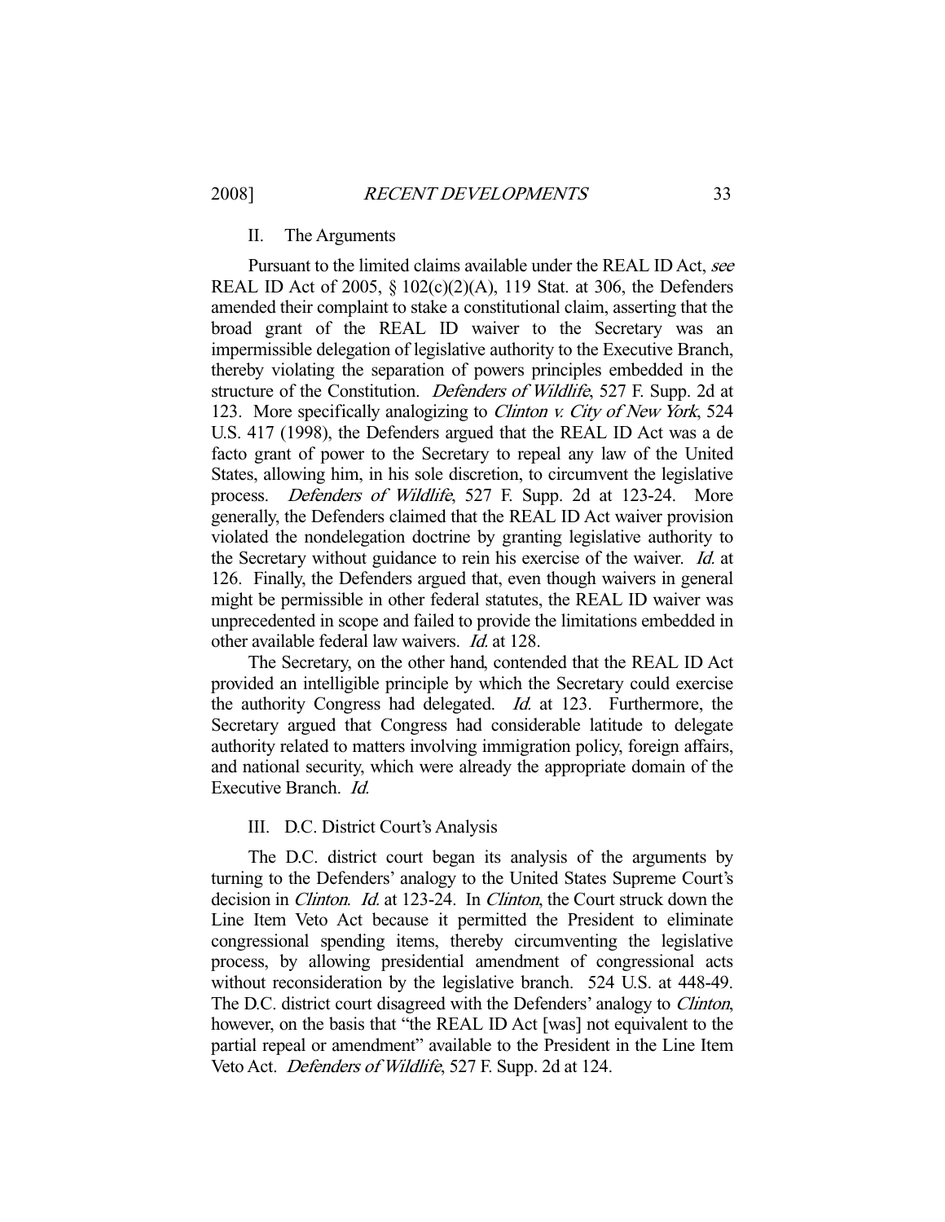## II. The Arguments

Pursuant to the limited claims available under the REAL ID Act, *see* REAL ID Act of 2005, § 102(c)(2)(A), 119 Stat. at 306, the Defenders amended their complaint to stake a constitutional claim, asserting that the broad grant of the REAL ID waiver to the Secretary was an impermissible delegation of legislative authority to the Executive Branch, thereby violating the separation of powers principles embedded in the structure of the Constitution. *Defenders of Wildlife*, 527 F. Supp. 2d at 123. More specifically analogizing to *Clinton v. City of New York*, 524 U.S. 417 (1998), the Defenders argued that the REAL ID Act was a de facto grant of power to the Secretary to repeal any law of the United States, allowing him, in his sole discretion, to circumvent the legislative process. *Defenders of Wildlife*, 527 F. Supp. 2d at 123-24. More generally, the Defenders claimed that the REAL ID Act waiver provision violated the nondelegation doctrine by granting legislative authority to the Secretary without guidance to rein his exercise of the waiver. *Id.* at 126. Finally, the Defenders argued that, even though waivers in general might be permissible in other federal statutes, the REAL ID waiver was unprecedented in scope and failed to provide the limitations embedded in other available federal law waivers. *Id.* at 128.

The Secretary, on the other hand, contended that the REAL ID Act provided an intelligible principle by which the Secretary could exercise the authority Congress had delegated. *Id.* at 123. Furthermore, the Secretary argued that Congress had considerable latitude to delegate authority related to matters involving immigration policy, foreign affairs, and national security, which were already the appropriate domain of the Executive Branch. *Id.*

## III. D.C. District Court's Analysis

The D.C. district court began its analysis of the arguments by turning to the Defenders' analogy to the United States Supreme Court's decision in *Clinton*. *Id.* at 123-24. In *Clinton*, the Court struck down the Line Item Veto Act because it permitted the President to eliminate congressional spending items, thereby circumventing the legislative process, by allowing presidential amendment of congressional acts without reconsideration by the legislative branch. 524 U.S. at 448-49. The D.C. district court disagreed with the Defenders' analogy to *Clinton*, however, on the basis that "the REAL ID Act [was] not equivalent to the partial repeal or amendment" available to the President in the Line Item Veto Act. *Defenders of Wildlife*, 527 F. Supp. 2d at 124.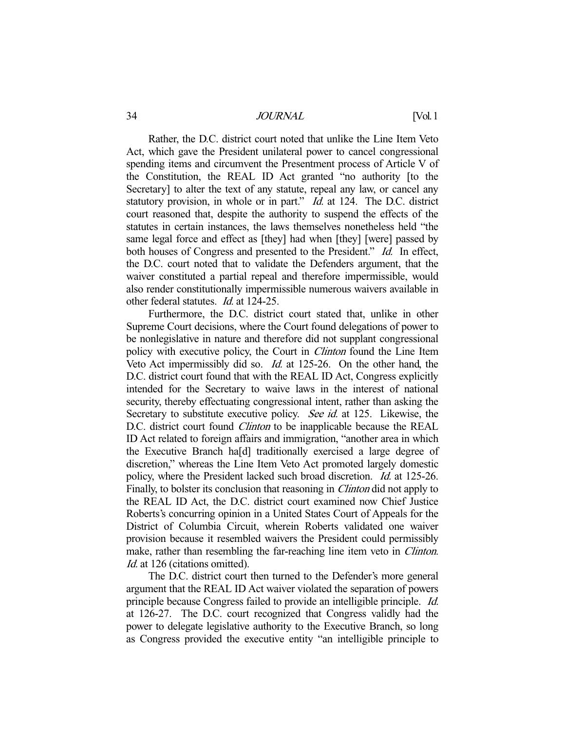Rather, the D.C. district court noted that unlike the Line Item Veto Act, which gave the President unilateral power to cancel congressional spending items and circumvent the Presentment process of Article V of the Constitution, the REAL ID Act granted "no authority [to the Secretary] to alter the text of any statute, repeal any law, or cancel any statutory provision, in whole or in part." *Id.* at 124. The D.C. district court reasoned that, despite the authority to suspend the effects of the statutes in certain instances, the laws themselves nonetheless held "the same legal force and effect as [they] had when [they] [were] passed by both houses of Congress and presented to the President." *Id.* In effect, the D.C. court noted that to validate the Defenders argument, that the waiver constituted a partial repeal and therefore impermissible, would also render constitutionally impermissible numerous waivers available in other federal statutes. *Id.* at 124-25.

Furthermore, the D.C. district court stated that, unlike in other Supreme Court decisions, where the Court found delegations of power to be nonlegislative in nature and therefore did not supplant congressional policy with executive policy, the Court in *Clinton* found the Line Item Veto Act impermissibly did so. *Id.* at 125-26. On the other hand, the D.C. district court found that with the REAL ID Act, Congress explicitly intended for the Secretary to waive laws in the interest of national security, thereby effectuating congressional intent, rather than asking the Secretary to substitute executive policy. *See id.* at 125. Likewise, the D.C. district court found *Clinton* to be inapplicable because the REAL ID Act related to foreign affairs and immigration, "another area in which the Executive Branch ha[d] traditionally exercised a large degree of discretion," whereas the Line Item Veto Act promoted largely domestic policy, where the President lacked such broad discretion. *Id.* at 125-26. Finally, to bolster its conclusion that reasoning in *Clinton* did not apply to the REAL ID Act, the D.C. district court examined now Chief Justice Roberts's concurring opinion in a United States Court of Appeals for the District of Columbia Circuit, wherein Roberts validated one waiver provision because it resembled waivers the President could permissibly make, rather than resembling the far-reaching line item veto in *Clinton*. *Id.* at 126 (citations omitted).

The D.C. district court then turned to the Defender's more general argument that the REAL ID Act waiver violated the separation of powers principle because Congress failed to provide an intelligible principle. *Id.* at 126-27. The D.C. court recognized that Congress validly had the power to delegate legislative authority to the Executive Branch, so long as Congress provided the executive entity "an intelligible principle to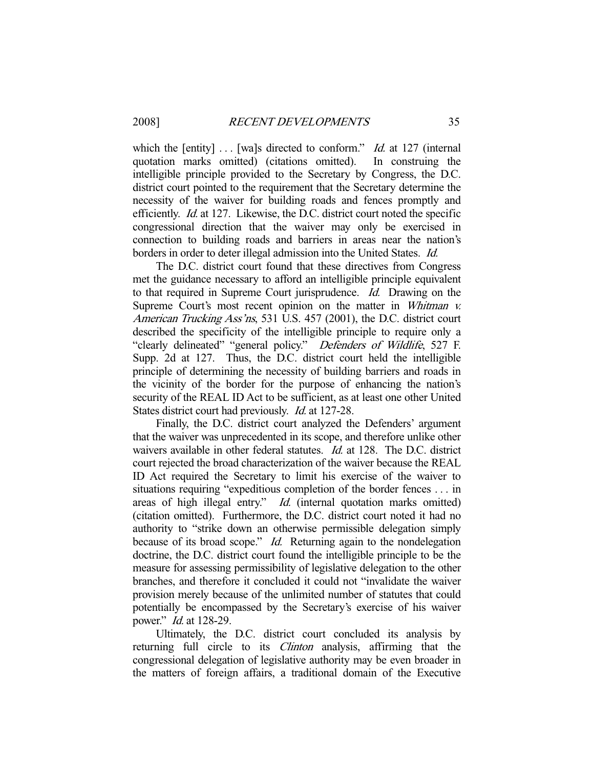which the [entity] . . . [wa]s directed to conform." *Id.* at 127 (internal quotation marks omitted) (citations omitted). In construing the intelligible principle provided to the Secretary by Congress, the D.C. district court pointed to the requirement that the Secretary determine the necessity of the waiver for building roads and fences promptly and efficiently. *Id.* at 127. Likewise, the D.C. district court noted the specific congressional direction that the waiver may only be exercised in connection to building roads and barriers in areas near the nation's borders in order to deter illegal admission into the United States. *Id.*

The D.C. district court found that these directives from Congress met the guidance necessary to afford an intelligible principle equivalent to that required in Supreme Court jurisprudence. *Id.* Drawing on the Supreme Court's most recent opinion on the matter in *Whitman v. American Trucking Ass'ns*, 531 U.S. 457 (2001), the D.C. district court described the specificity of the intelligible principle to require only a "clearly delineated" "general policy." *Defenders of Wildlife*, 527 F. Supp. 2d at 127. Thus, the D.C. district court held the intelligible principle of determining the necessity of building barriers and roads in the vicinity of the border for the purpose of enhancing the nation's security of the REAL ID Act to be sufficient, as at least one other United States district court had previously. *Id.* at 127-28.

Finally, the D.C. district court analyzed the Defenders' argument that the waiver was unprecedented in its scope, and therefore unlike other waivers available in other federal statutes. *Id.* at 128. The D.C. district court rejected the broad characterization of the waiver because the REAL ID Act required the Secretary to limit his exercise of the waiver to situations requiring "expeditious completion of the border fences . . . in areas of high illegal entry." *Id.* (internal quotation marks omitted) (citation omitted). Furthermore, the D.C. district court noted it had no authority to "strike down an otherwise permissible delegation simply because of its broad scope." *Id.* Returning again to the nondelegation doctrine, the D.C. district court found the intelligible principle to be the measure for assessing permissibility of legislative delegation to the other branches, and therefore it concluded it could not "invalidate the waiver provision merely because of the unlimited number of statutes that could potentially be encompassed by the Secretary's exercise of his waiver power." *Id.* at 128-29.

Ultimately, the D.C. district court concluded its analysis by returning full circle to its *Clinton* analysis, affirming that the congressional delegation of legislative authority may be even broader in the matters of foreign affairs, a traditional domain of the Executive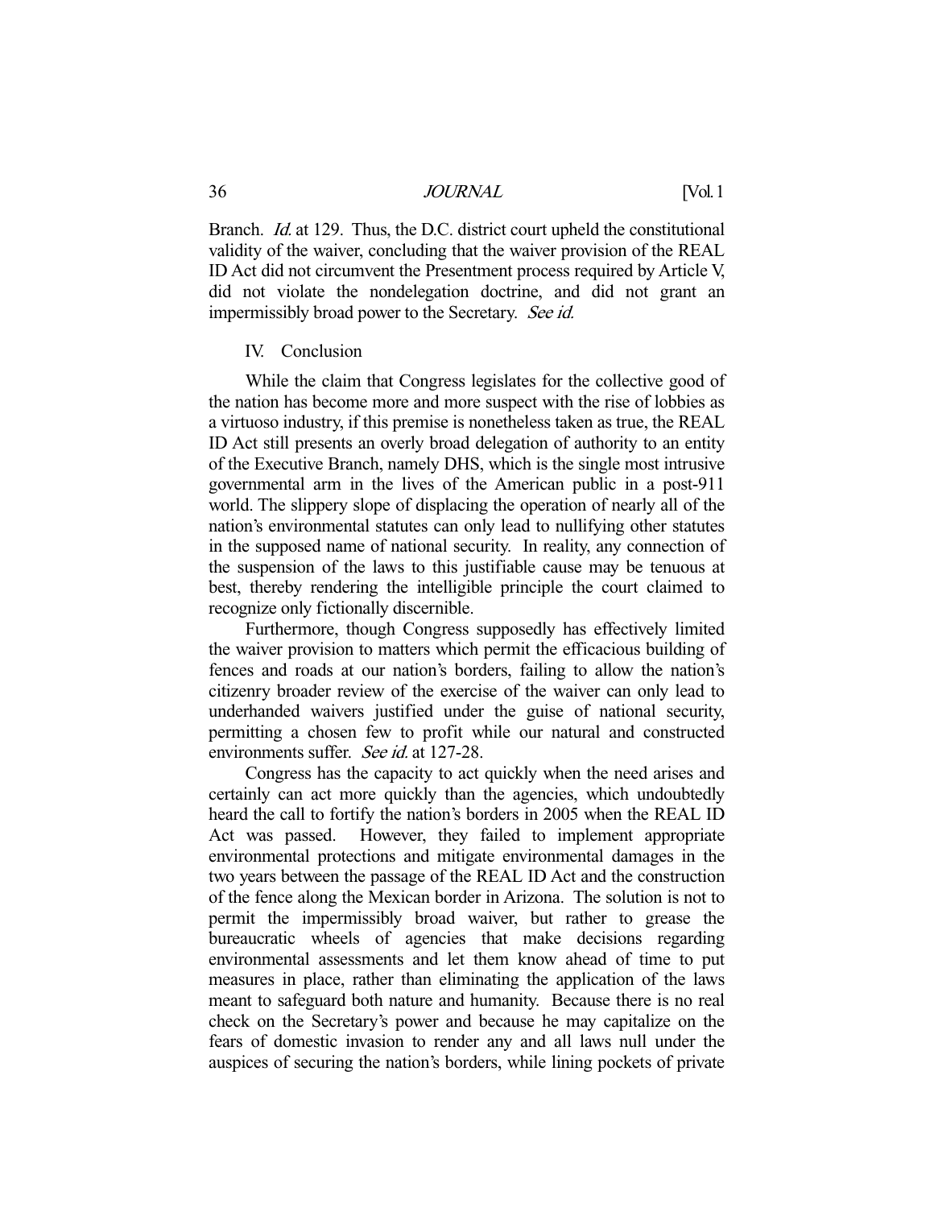Branch. *Id.* at 129. Thus, the D.C. district court upheld the constitutional validity of the waiver, concluding that the waiver provision of the REAL ID Act did not circumvent the Presentment process required by Article V, did not violate the nondelegation doctrine, and did not grant an impermissibly broad power to the Secretary. *See id.*

## IV. Conclusion

While the claim that Congress legislates for the collective good of the nation has become more and more suspect with the rise of lobbies as a virtuoso industry, if this premise is nonetheless taken as true, the REAL ID Act still presents an overly broad delegation of authority to an entity of the Executive Branch, namely DHS, which is the single most intrusive governmental arm in the lives of the American public in a post-911 world. The slippery slope of displacing the operation of nearly all of the nation's environmental statutes can only lead to nullifying other statutes in the supposed name of national security. In reality, any connection of the suspension of the laws to this justifiable cause may be tenuous at best, thereby rendering the intelligible principle the court claimed to recognize only fictionally discernible.

Furthermore, though Congress supposedly has effectively limited the waiver provision to matters which permit the efficacious building of fences and roads at our nation's borders, failing to allow the nation's citizenry broader review of the exercise of the waiver can only lead to underhanded waivers justified under the guise of national security, permitting a chosen few to profit while our natural and constructed environments suffer. *See id.* at 127-28.

Congress has the capacity to act quickly when the need arises and certainly can act more quickly than the agencies, which undoubtedly heard the call to fortify the nation's borders in 2005 when the REAL ID Act was passed. However, they failed to implement appropriate environmental protections and mitigate environmental damages in the two years between the passage of the REAL ID Act and the construction of the fence along the Mexican border in Arizona. The solution is not to permit the impermissibly broad waiver, but rather to grease the bureaucratic wheels of agencies that make decisions regarding environmental assessments and let them know ahead of time to put measures in place, rather than eliminating the application of the laws meant to safeguard both nature and humanity. Because there is no real check on the Secretary's power and because he may capitalize on the fears of domestic invasion to render any and all laws null under the auspices of securing the nation's borders, while lining pockets of private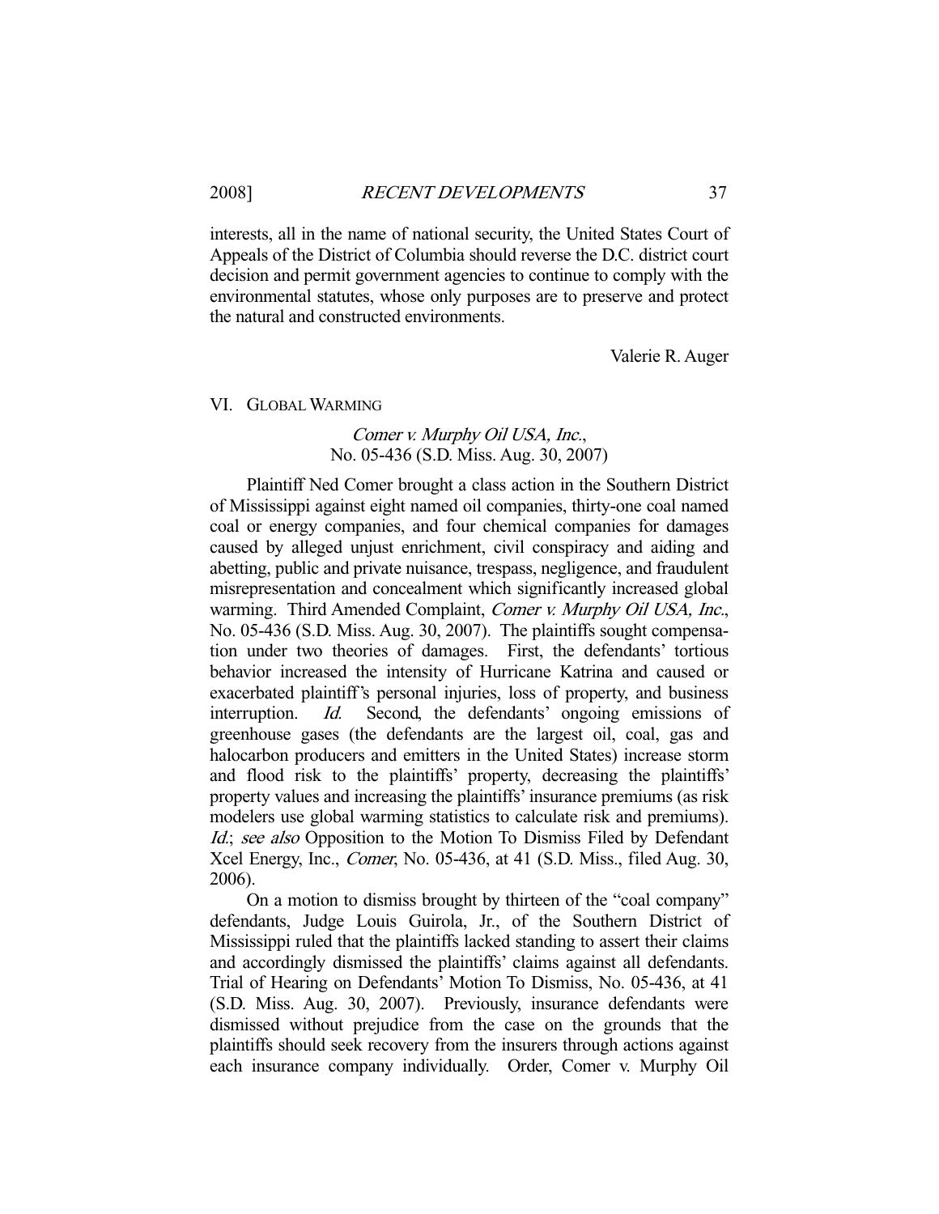interests, all in the name of national security, the United States Court of Appeals of the District of Columbia should reverse the D.C. district court decision and permit government agencies to continue to comply with the environmental statutes, whose only purposes are to preserve and protect the natural and constructed environments.

Valerie R. Auger

## VI. GLOBAL WARMING

### *Comer v. Murphy Oil USA, Inc.*, No. 05-436 (S.D. Miss. Aug. 30, 2007)

Plaintiff Ned Comer brought a class action in the Southern District of Mississippi against eight named oil companies, thirty-one coal named coal or energy companies, and four chemical companies for damages caused by alleged unjust enrichment, civil conspiracy and aiding and abetting, public and private nuisance, trespass, negligence, and fraudulent misrepresentation and concealment which significantly increased global warming. Third Amended Complaint, *Comer v. Murphy Oil USA, Inc.*, No. 05-436 (S.D. Miss. Aug. 30, 2007). The plaintiffs sought compensation under two theories of damages. First, the defendants' tortious behavior increased the intensity of Hurricane Katrina and caused or exacerbated plaintiff's personal injuries, loss of property, and business interruption. *Id.* Second, the defendants' ongoing emissions of greenhouse gases (the defendants are the largest oil, coal, gas and halocarbon producers and emitters in the United States) increase storm and flood risk to the plaintiffs' property, decreasing the plaintiffs' property values and increasing the plaintiffs' insurance premiums (as risk modelers use global warming statistics to calculate risk and premiums). *Id.*; *see also* Opposition to the Motion To Dismiss Filed by Defendant Xcel Energy, Inc., *Comer*, No. 05-436, at 41 (S.D. Miss., filed Aug. 30, 2006).

On a motion to dismiss brought by thirteen of the "coal company" defendants, Judge Louis Guirola, Jr., of the Southern District of Mississippi ruled that the plaintiffs lacked standing to assert their claims and accordingly dismissed the plaintiffs' claims against all defendants. Trial of Hearing on Defendants' Motion To Dismiss, No. 05-436, at 41 (S.D. Miss. Aug. 30, 2007). Previously, insurance defendants were dismissed without prejudice from the case on the grounds that the plaintiffs should seek recovery from the insurers through actions against each insurance company individually. Order, Comer v. Murphy Oil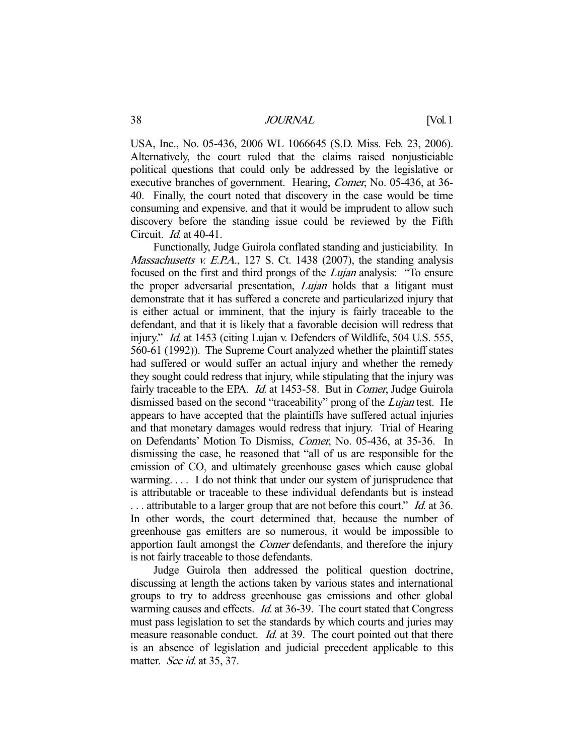USA, Inc., No. 05-436, 2006 WL 1066645 (S.D. Miss. Feb. 23, 2006). Alternatively, the court ruled that the claims raised nonjusticiable political questions that could only be addressed by the legislative or executive branches of government. Hearing, *Comer*, No. 05-436, at 36-40. Finally, the court noted that discovery in the case would be time consuming and expensive, and that it would be imprudent to allow such discovery before the standing issue could be reviewed by the Fifth Circuit. *Id.* at 40-41.

Functionally, Judge Guirola conflated standing and justiciability. In *Massachusetts v. E.P.A.*, 127 S. Ct. 1438 (2007), the standing analysis focused on the first and third prongs of the *Lujan* analysis: "To ensure the proper adversarial presentation, *Lujan* holds that a litigant must demonstrate that it has suffered a concrete and particularized injury that is either actual or imminent, that the injury is fairly traceable to the defendant, and that it is likely that a favorable decision will redress that injury." *Id.* at 1453 (citing Lujan v. Defenders of Wildlife, 504 U.S. 555, 560-61 (1992)). The Supreme Court analyzed whether the plaintiff states had suffered or would suffer an actual injury and whether the remedy they sought could redress that injury, while stipulating that the injury was fairly traceable to the EPA. *Id.* at 1453-58. But in *Comer*, Judge Guirola dismissed based on the second "traceability" prong of the *Lujan* test. He appears to have accepted that the plaintiffs have suffered actual injuries and that monetary damages would redress that injury. Trial of Hearing on Defendants' Motion To Dismiss, *Comer*, No. 05-436, at 35-36. In dismissing the case, he reasoned that "all of us are responsible for the emission of $CO_2$ and ultimately greenhouse gases which cause global warming. . . . I do not think that under our system of jurisprudence that is attributable or traceable to these individual defendants but is instead . . . attributable to a larger group that are not before this court." *Id.* at 36. In other words, the court determined that, because the number of greenhouse gas emitters are so numerous, it would be impossible to apportion fault amongst the *Comer* defendants, and therefore the injury is not fairly traceable to those defendants.

Judge Guirola then addressed the political question doctrine, discussing at length the actions taken by various states and international groups to try to address greenhouse gas emissions and other global warming causes and effects. *Id.* at 36-39. The court stated that Congress must pass legislation to set the standards by which courts and juries may measure reasonable conduct. *Id.* at 39. The court pointed out that there is an absence of legislation and judicial precedent applicable to this matter. *See id.* at 35, 37.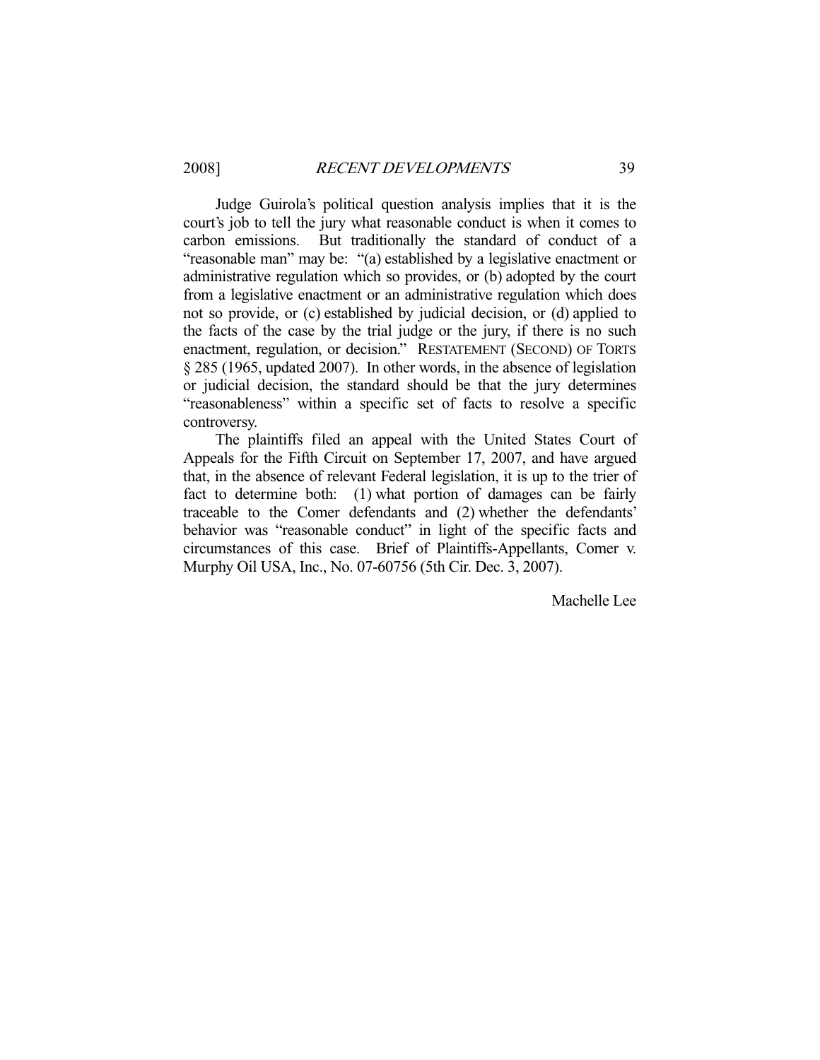Judge Guirola's political question analysis implies that it is the court's job to tell the jury what reasonable conduct is when it comes to carbon emissions. But traditionally the standard of conduct of a "reasonable man" may be: "(a) established by a legislative enactment or administrative regulation which so provides, or (b) adopted by the court from a legislative enactment or an administrative regulation which does not so provide, or (c) established by judicial decision, or (d) applied to the facts of the case by the trial judge or the jury, if there is no such enactment, regulation, or decision." RESTATEMENT (SECOND) OF TORTS § 285 (1965, updated 2007). In other words, in the absence of legislation or judicial decision, the standard should be that the jury determines "reasonableness" within a specific set of facts to resolve a specific controversy.

The plaintiffs filed an appeal with the United States Court of Appeals for the Fifth Circuit on September 17, 2007, and have argued that, in the absence of relevant Federal legislation, it is up to the trier of fact to determine both: (1) what portion of damages can be fairly traceable to the Comer defendants and (2) whether the defendants' behavior was "reasonable conduct" in light of the specific facts and circumstances of this case. Brief of Plaintiffs-Appellants, Comer v. Murphy Oil USA, Inc., No. 07-60756 (5th Cir. Dec. 3, 2007).

Machelle Lee